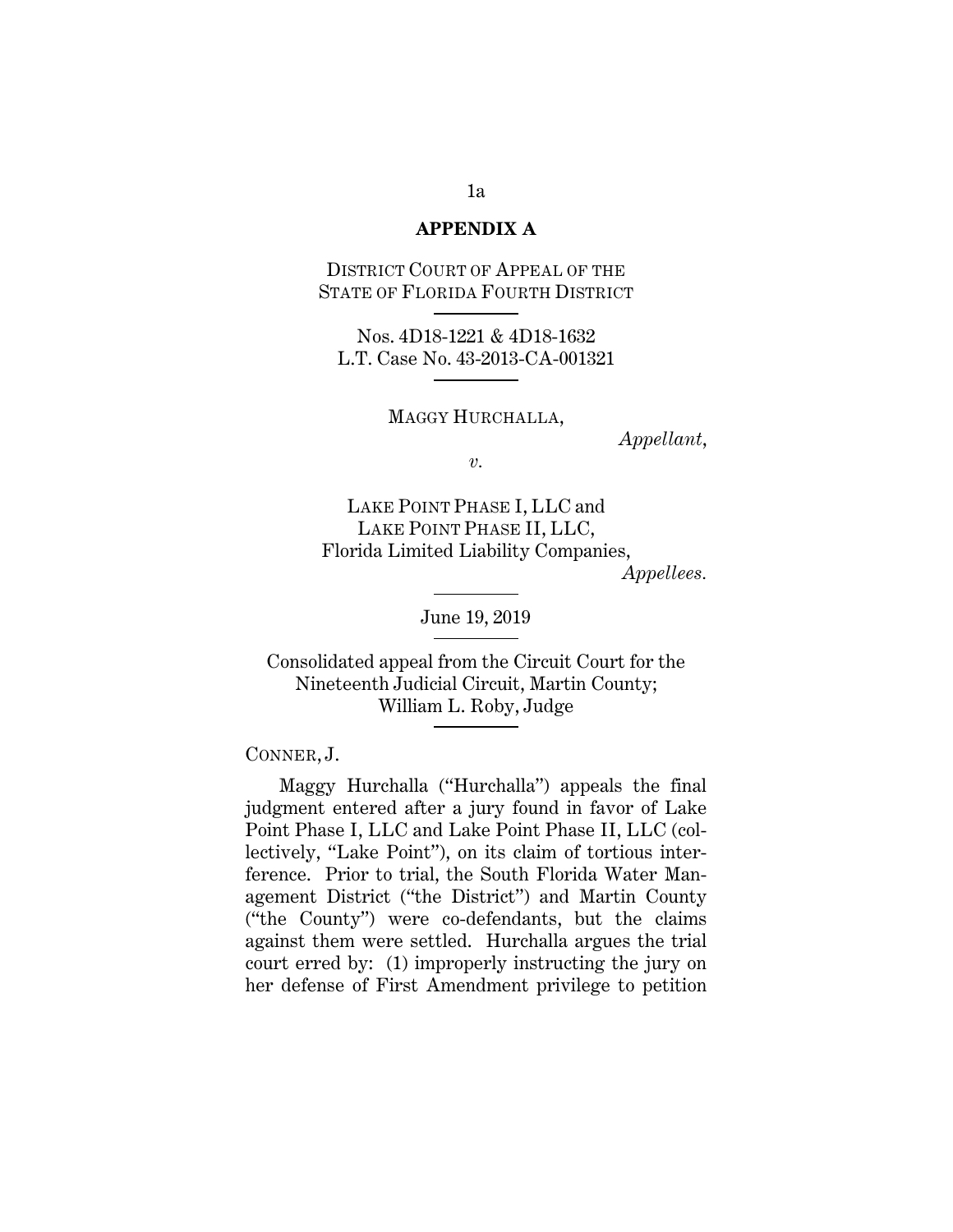**APPENDIX A**

DISTRICT COURT OF APPEAL OF THE STATE OF FLORIDA FOURTH DISTRICT

Nos. 4D18-1221 & 4D18-1632
L.T. Case No. 43-2013-CA-001321

MAGGY HURCHALLA,

*Appellant*,

*v.*

LAKE POINT PHASE I, LLC and
LAKE POINT PHASE II, LLC,
Florida Limited Liability Companies,

*Appellees*.

June 19, 2019

Consolidated appeal from the Circuit Court for the Nineteenth Judicial Circuit, Martin County; William L. Roby, Judge

CONNER, J.

Maggy Hurchalla ("Hurchalla") appeals the final judgment entered after a jury found in favor of Lake Point Phase I, LLC and Lake Point Phase II, LLC (collectively, "Lake Point"), on its claim of tortious interference. Prior to trial, the South Florida Water Management District ("the District") and Martin County ("the County") were co-defendants, but the claims against them were settled. Hurchalla argues the trial court erred by: (1) improperly instructing the jury on her defense of First Amendment privilege to petition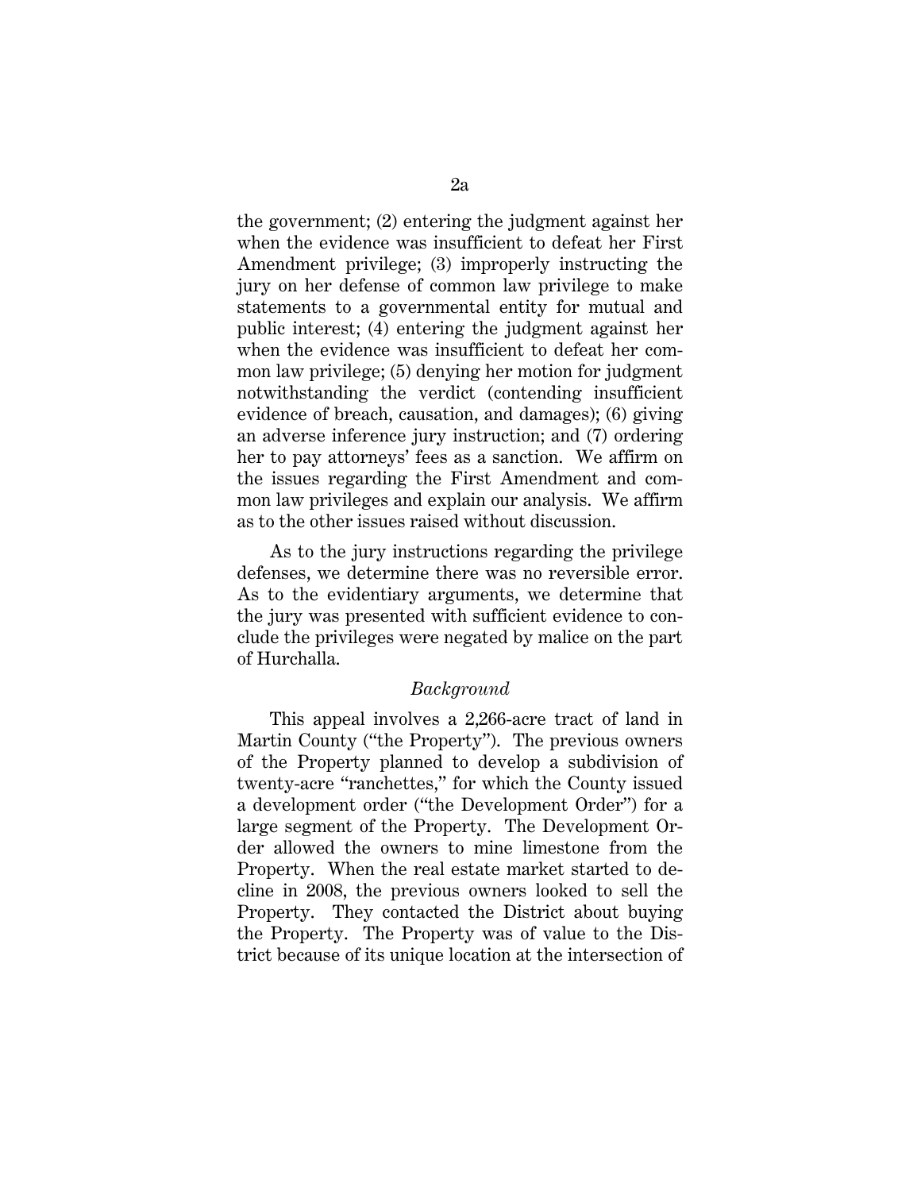the government; (2) entering the judgment against her when the evidence was insufficient to defeat her First Amendment privilege; (3) improperly instructing the jury on her defense of common law privilege to make statements to a governmental entity for mutual and public interest; (4) entering the judgment against her when the evidence was insufficient to defeat her common law privilege; (5) denying her motion for judgment notwithstanding the verdict (contending insufficient evidence of breach, causation, and damages); (6) giving an adverse inference jury instruction; and (7) ordering her to pay attorneys' fees as a sanction. We affirm on the issues regarding the First Amendment and common law privileges and explain our analysis. We affirm as to the other issues raised without discussion.

As to the jury instructions regarding the privilege defenses, we determine there was no reversible error. As to the evidentiary arguments, we determine that the jury was presented with sufficient evidence to conclude the privileges were negated by malice on the part of Hurchalla.

*Background*

This appeal involves a 2,266-acre tract of land in Martin County ("the Property"). The previous owners of the Property planned to develop a subdivision of twenty-acre "ranchettes," for which the County issued a development order ("the Development Order") for a large segment of the Property. The Development Order allowed the owners to mine limestone from the Property. When the real estate market started to decline in 2008, the previous owners looked to sell the Property. They contacted the District about buying the Property. The Property was of value to the District because of its unique location at the intersection of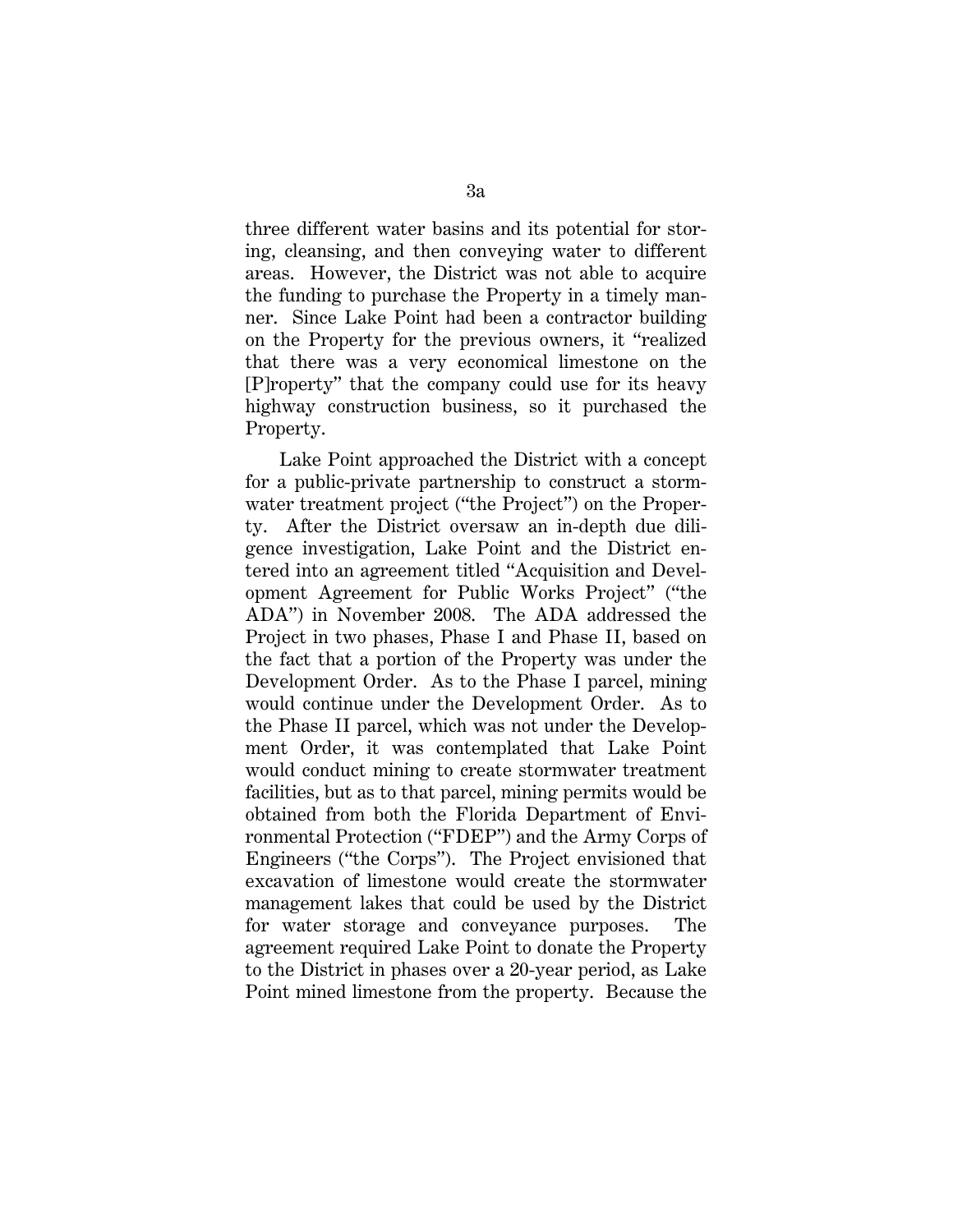three different water basins and its potential for storing, cleansing, and then conveying water to different areas. However, the District was not able to acquire the funding to purchase the Property in a timely manner. Since Lake Point had been a contractor building on the Property for the previous owners, it "realized that there was a very economical limestone on the [P]roperty" that the company could use for its heavy highway construction business, so it purchased the Property.

Lake Point approached the District with a concept for a public-private partnership to construct a stormwater treatment project ("the Project") on the Property. After the District oversaw an in-depth due diligence investigation, Lake Point and the District entered into an agreement titled "Acquisition and Development Agreement for Public Works Project" ("the ADA") in November 2008. The ADA addressed the Project in two phases, Phase I and Phase II, based on the fact that a portion of the Property was under the Development Order. As to the Phase I parcel, mining would continue under the Development Order. As to the Phase II parcel, which was not under the Development Order, it was contemplated that Lake Point would conduct mining to create stormwater treatment facilities, but as to that parcel, mining permits would be obtained from both the Florida Department of Environmental Protection ("FDEP") and the Army Corps of Engineers ("the Corps"). The Project envisioned that excavation of limestone would create the stormwater management lakes that could be used by the District for water storage and conveyance purposes. The agreement required Lake Point to donate the Property to the District in phases over a 20-year period, as Lake Point mined limestone from the property. Because the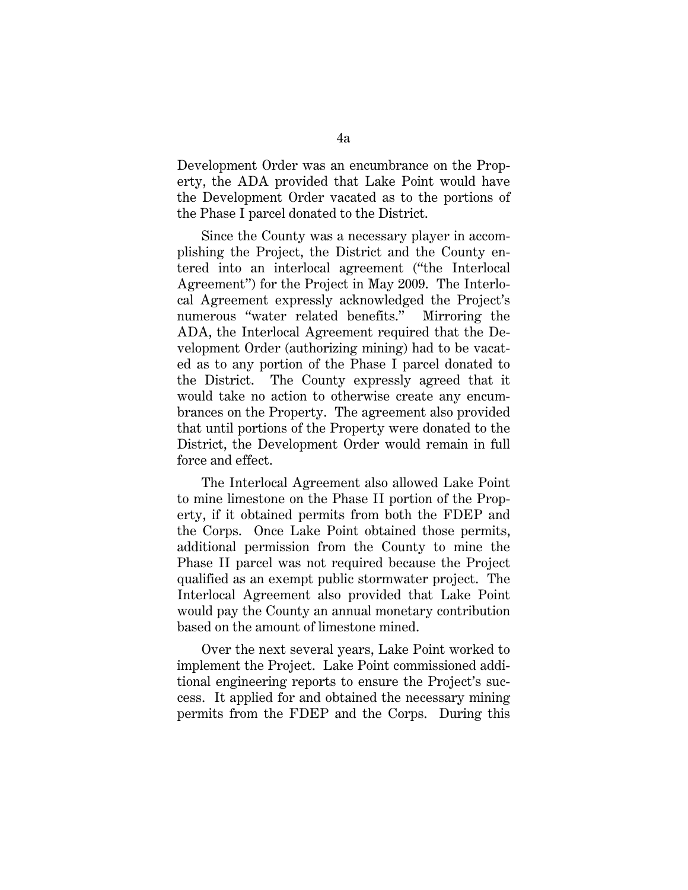Development Order was an encumbrance on the Property, the ADA provided that Lake Point would have the Development Order vacated as to the portions of the Phase I parcel donated to the District.

Since the County was a necessary player in accomplishing the Project, the District and the County entered into an interlocal agreement ("the Interlocal Agreement") for the Project in May 2009. The Interlocal Agreement expressly acknowledged the Project's numerous "water related benefits." Mirroring the ADA, the Interlocal Agreement required that the Development Order (authorizing mining) had to be vacated as to any portion of the Phase I parcel donated to the District. The County expressly agreed that it would take no action to otherwise create any encumbrances on the Property. The agreement also provided that until portions of the Property were donated to the District, the Development Order would remain in full force and effect.

The Interlocal Agreement also allowed Lake Point to mine limestone on the Phase II portion of the Property, if it obtained permits from both the FDEP and the Corps. Once Lake Point obtained those permits, additional permission from the County to mine the Phase II parcel was not required because the Project qualified as an exempt public stormwater project. The Interlocal Agreement also provided that Lake Point would pay the County an annual monetary contribution based on the amount of limestone mined.

Over the next several years, Lake Point worked to implement the Project. Lake Point commissioned additional engineering reports to ensure the Project's success. It applied for and obtained the necessary mining permits from the FDEP and the Corps. During this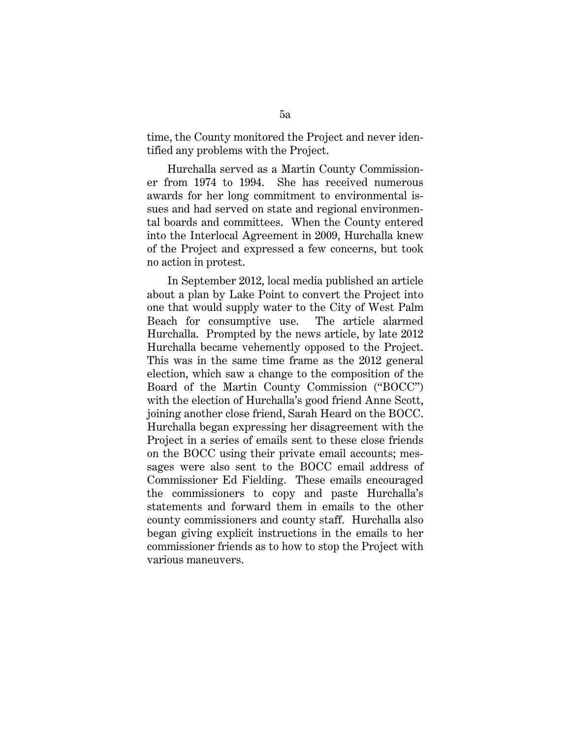time, the County monitored the Project and never identified any problems with the Project.

Hurchalla served as a Martin County Commissioner from 1974 to 1994. She has received numerous awards for her long commitment to environmental issues and had served on state and regional environmental boards and committees. When the County entered into the Interlocal Agreement in 2009, Hurchalla knew of the Project and expressed a few concerns, but took no action in protest.

In September 2012, local media published an article about a plan by Lake Point to convert the Project into one that would supply water to the City of West Palm Beach for consumptive use. The article alarmed Hurchalla. Prompted by the news article, by late 2012 Hurchalla became vehemently opposed to the Project. This was in the same time frame as the 2012 general election, which saw a change to the composition of the Board of the Martin County Commission ("BOCC") with the election of Hurchalla's good friend Anne Scott, joining another close friend, Sarah Heard on the BOCC. Hurchalla began expressing her disagreement with the Project in a series of emails sent to these close friends on the BOCC using their private email accounts; messages were also sent to the BOCC email address of Commissioner Ed Fielding. These emails encouraged the commissioners to copy and paste Hurchalla's statements and forward them in emails to the other county commissioners and county staff. Hurchalla also began giving explicit instructions in the emails to her commissioner friends as to how to stop the Project with various maneuvers.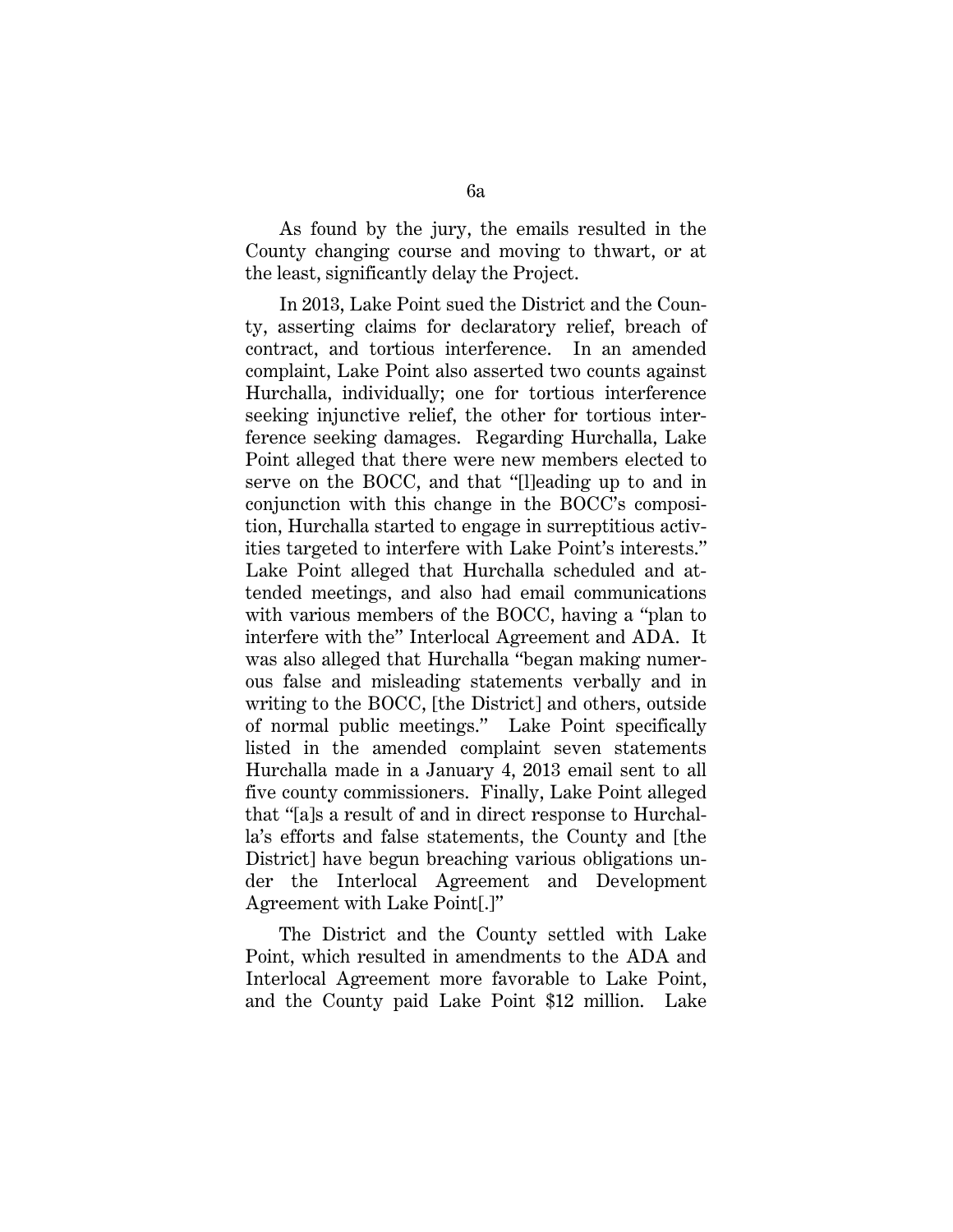As found by the jury, the emails resulted in the County changing course and moving to thwart, or at the least, significantly delay the Project.

In 2013, Lake Point sued the District and the County, asserting claims for declaratory relief, breach of contract, and tortious interference. In an amended complaint, Lake Point also asserted two counts against Hurchalla, individually; one for tortious interference seeking injunctive relief, the other for tortious interference seeking damages. Regarding Hurchalla, Lake Point alleged that there were new members elected to serve on the BOCC, and that "[l]eading up to and in conjunction with this change in the BOCC's composition, Hurchalla started to engage in surreptitious activities targeted to interfere with Lake Point's interests." Lake Point alleged that Hurchalla scheduled and attended meetings, and also had email communications with various members of the BOCC, having a "plan to interfere with the" Interlocal Agreement and ADA. It was also alleged that Hurchalla "began making numerous false and misleading statements verbally and in writing to the BOCC, [the District] and others, outside of normal public meetings." Lake Point specifically listed in the amended complaint seven statements Hurchalla made in a January 4, 2013 email sent to all five county commissioners. Finally, Lake Point alleged that "[a]s a result of and in direct response to Hurchalla's efforts and false statements, the County and [the District] have begun breaching various obligations under the Interlocal Agreement and Development Agreement with Lake Point[.]"

The District and the County settled with Lake Point, which resulted in amendments to the ADA and Interlocal Agreement more favorable to Lake Point, and the County paid Lake Point $12 million. Lake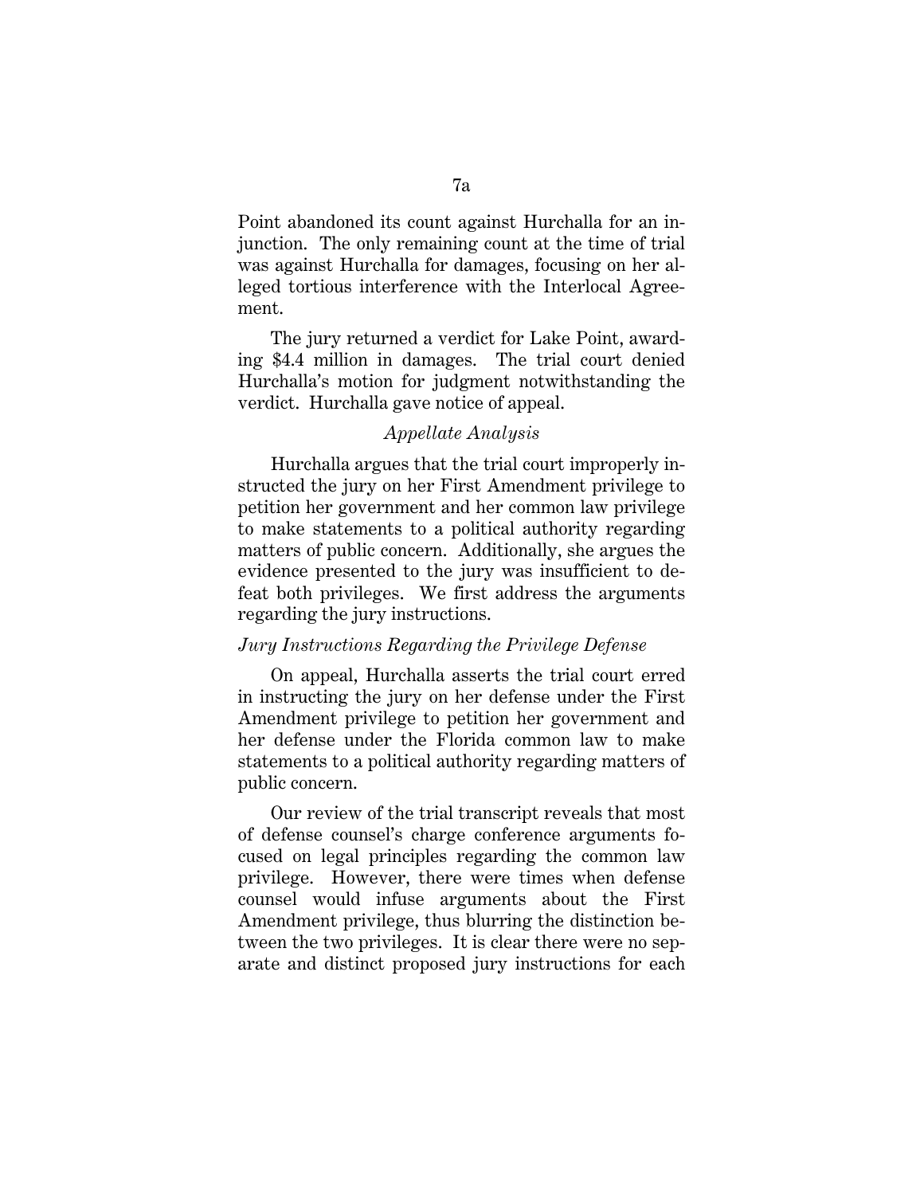Point abandoned its count against Hurchalla for an injunction. The only remaining count at the time of trial was against Hurchalla for damages, focusing on her alleged tortious interference with the Interlocal Agreement.

The jury returned a verdict for Lake Point, awarding $4.4 million in damages. The trial court denied Hurchalla's motion for judgment notwithstanding the verdict. Hurchalla gave notice of appeal.

*Appellate Analysis*

Hurchalla argues that the trial court improperly instructed the jury on her First Amendment privilege to petition her government and her common law privilege to make statements to a political authority regarding matters of public concern. Additionally, she argues the evidence presented to the jury was insufficient to defeat both privileges. We first address the arguments regarding the jury instructions.

*Jury Instructions Regarding the Privilege Defense*

On appeal, Hurchalla asserts the trial court erred in instructing the jury on her defense under the First Amendment privilege to petition her government and her defense under the Florida common law to make statements to a political authority regarding matters of public concern.

Our review of the trial transcript reveals that most of defense counsel's charge conference arguments focused on legal principles regarding the common law privilege. However, there were times when defense counsel would infuse arguments about the First Amendment privilege, thus blurring the distinction between the two privileges. It is clear there were no separate and distinct proposed jury instructions for each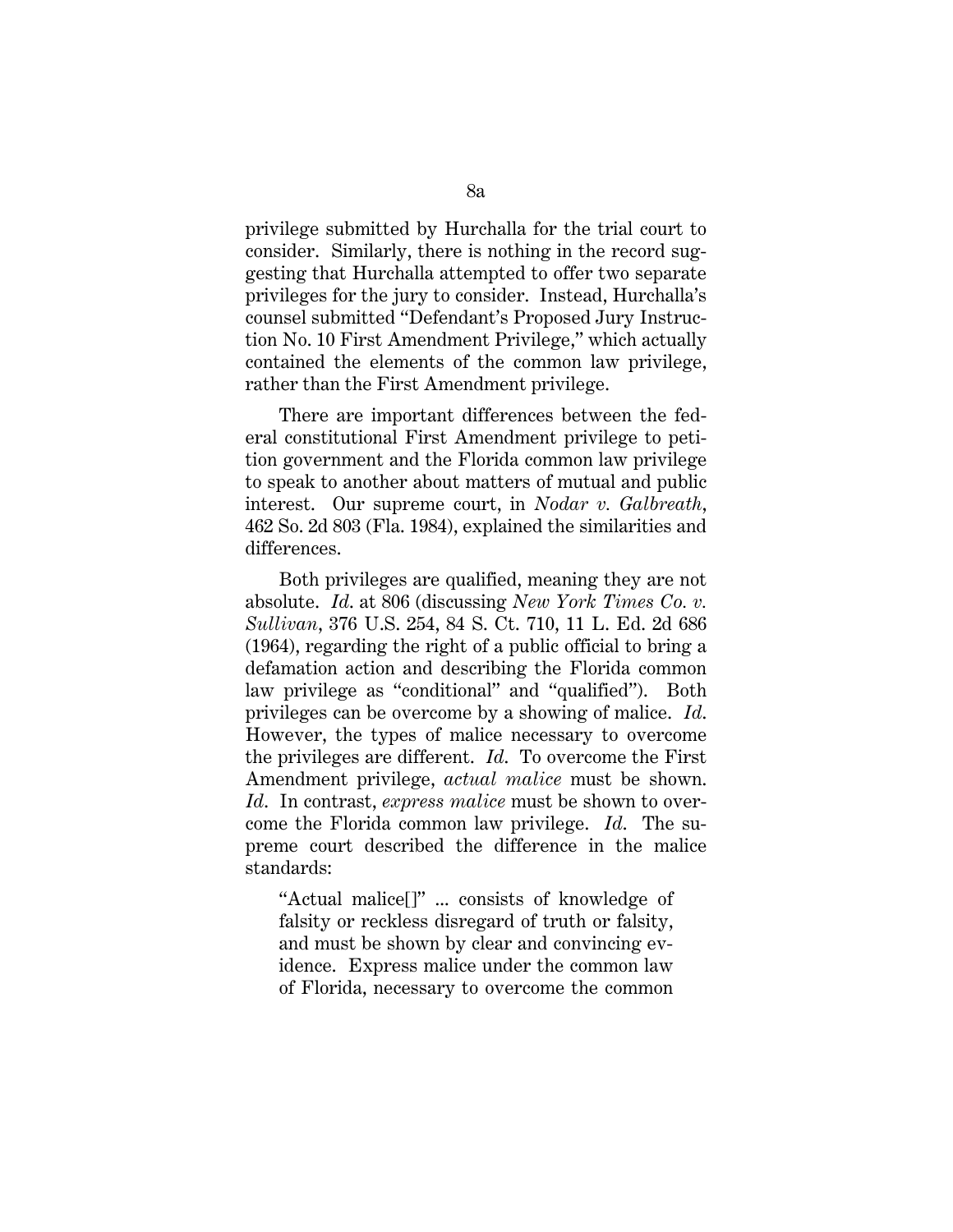privilege submitted by Hurchalla for the trial court to consider. Similarly, there is nothing in the record suggesting that Hurchalla attempted to offer two separate privileges for the jury to consider. Instead, Hurchalla's counsel submitted "Defendant's Proposed Jury Instruction No. 10 First Amendment Privilege," which actually contained the elements of the common law privilege, rather than the First Amendment privilege.

There are important differences between the federal constitutional First Amendment privilege to petition government and the Florida common law privilege to speak to another about matters of mutual and public interest. Our supreme court, in *Nodar v. Galbreath*, 462 So. 2d 803 (Fla. 1984), explained the similarities and differences.

Both privileges are qualified, meaning they are not absolute. *Id.* at 806 (discussing *New York Times Co. v. Sullivan*, 376 U.S. 254, 84 S. Ct. 710, 11 L. Ed. 2d 686 (1964), regarding the right of a public official to bring a defamation action and describing the Florida common law privilege as "conditional" and "qualified"). Both privileges can be overcome by a showing of malice. *Id.* However, the types of malice necessary to overcome the privileges are different. *Id.* To overcome the First Amendment privilege, *actual malice* must be shown. *Id.* In contrast, *express malice* must be shown to overcome the Florida common law privilege. *Id.* The supreme court described the difference in the malice standards:

> "Actual malice[]" ... consists of knowledge of falsity or reckless disregard of truth or falsity, and must be shown by clear and convincing evidence. Express malice under the common law of Florida, necessary to overcome the common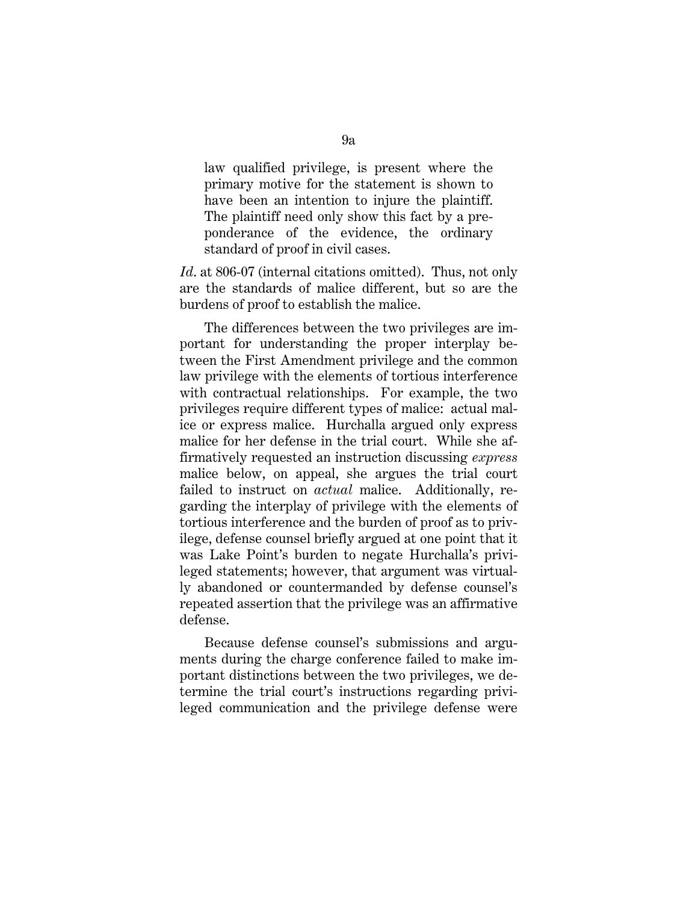> law qualified privilege, is present where the primary motive for the statement is shown to have been an intention to injure the plaintiff. The plaintiff need only show this fact by a preponderance of the evidence, the ordinary standard of proof in civil cases.

*Id.* at 806-07 (internal citations omitted). Thus, not only are the standards of malice different, but so are the burdens of proof to establish the malice.

The differences between the two privileges are important for understanding the proper interplay between the First Amendment privilege and the common law privilege with the elements of tortious interference with contractual relationships. For example, the two privileges require different types of malice: actual malice or express malice. Hurchalla argued only express malice for her defense in the trial court. While she affirmatively requested an instruction discussing *express* malice below, on appeal, she argues the trial court failed to instruct on *actual* malice. Additionally, regarding the interplay of privilege with the elements of tortious interference and the burden of proof as to privilege, defense counsel briefly argued at one point that it was Lake Point's burden to negate Hurchalla's privileged statements; however, that argument was virtually abandoned or countermanded by defense counsel's repeated assertion that the privilege was an affirmative defense.

Because defense counsel's submissions and arguments during the charge conference failed to make important distinctions between the two privileges, we determine the trial court's instructions regarding privileged communication and the privilege defense were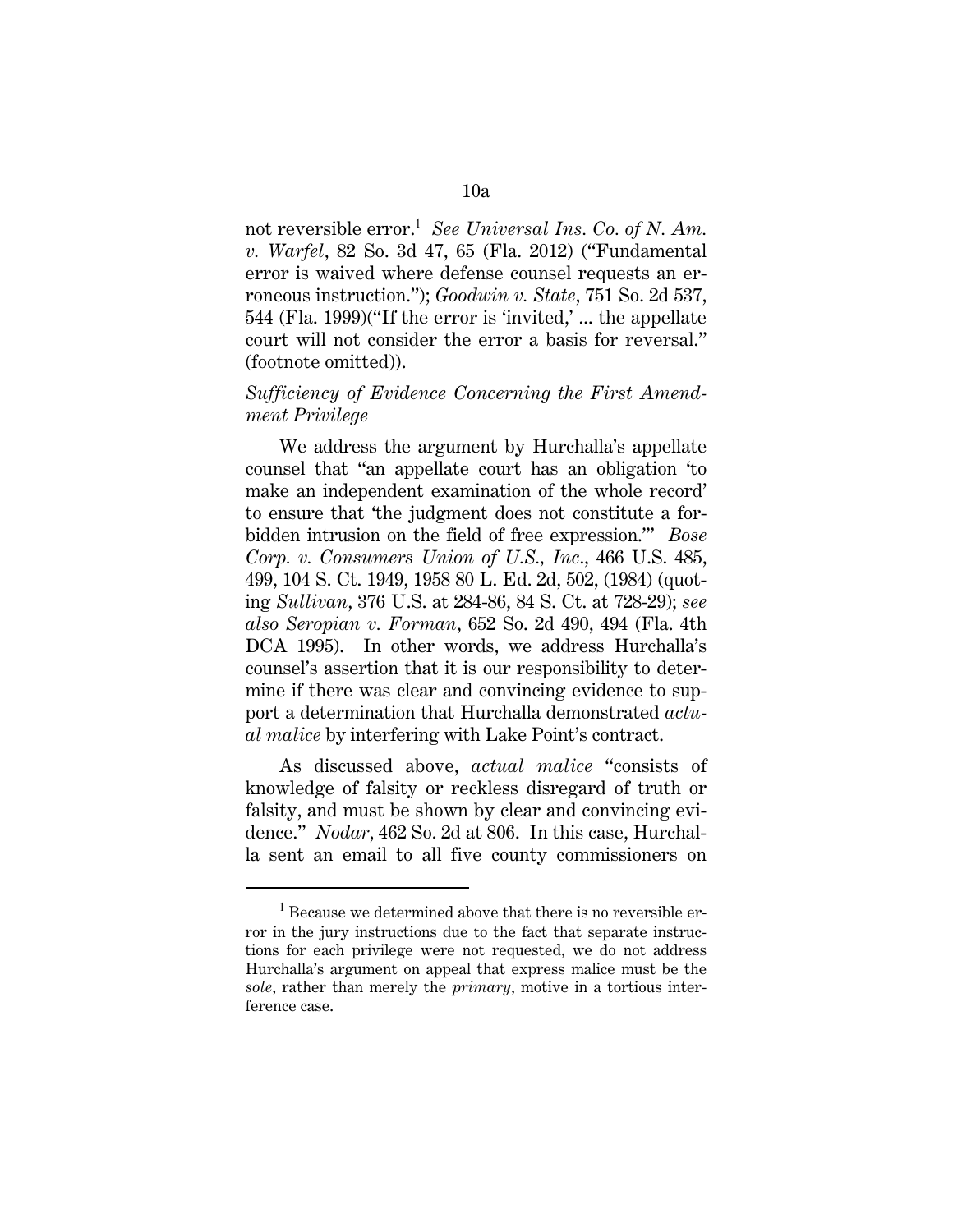not reversible error.[1] *See Universal Ins. Co. of N. Am. v. Warfel*, 82 So. 3d 47, 65 (Fla. 2012) ("Fundamental error is waived where defense counsel requests an erroneous instruction."); *Goodwin v. State*, 751 So. 2d 537, 544 (Fla. 1999)("If the error is 'invited,' ... the appellate court will not consider the error a basis for reversal." (footnote omitted)).

*Sufficiency of Evidence Concerning the First Amendment Privilege*

We address the argument by Hurchalla's appellate counsel that "an appellate court has an obligation 'to make an independent examination of the whole record' to ensure that 'the judgment does not constitute a forbidden intrusion on the field of free expression.'" *Bose Corp. v. Consumers Union of U.S., Inc.*, 466 U.S. 485, 499, 104 S. Ct. 1949, 1958 80 L. Ed. 2d, 502, (1984) (quoting *Sullivan*, 376 U.S. at 284-86, 84 S. Ct. at 728-29); *see also Seropian v. Forman*, 652 So. 2d 490, 494 (Fla. 4th DCA 1995). In other words, we address Hurchalla's counsel's assertion that it is our responsibility to determine if there was clear and convincing evidence to support a determination that Hurchalla demonstrated *actual malice* by interfering with Lake Point's contract.

As discussed above, *actual malice* "consists of knowledge of falsity or reckless disregard of truth or falsity, and must be shown by clear and convincing evidence." *Nodar*, 462 So. 2d at 806. In this case, Hurchalla sent an email to all five county commissioners on

[1] Because we determined above that there is no reversible error in the jury instructions due to the fact that separate instructions for each privilege were not requested, we do not address Hurchalla's argument on appeal that express malice must be the *sole*, rather than merely the *primary*, motive in a tortious interference case.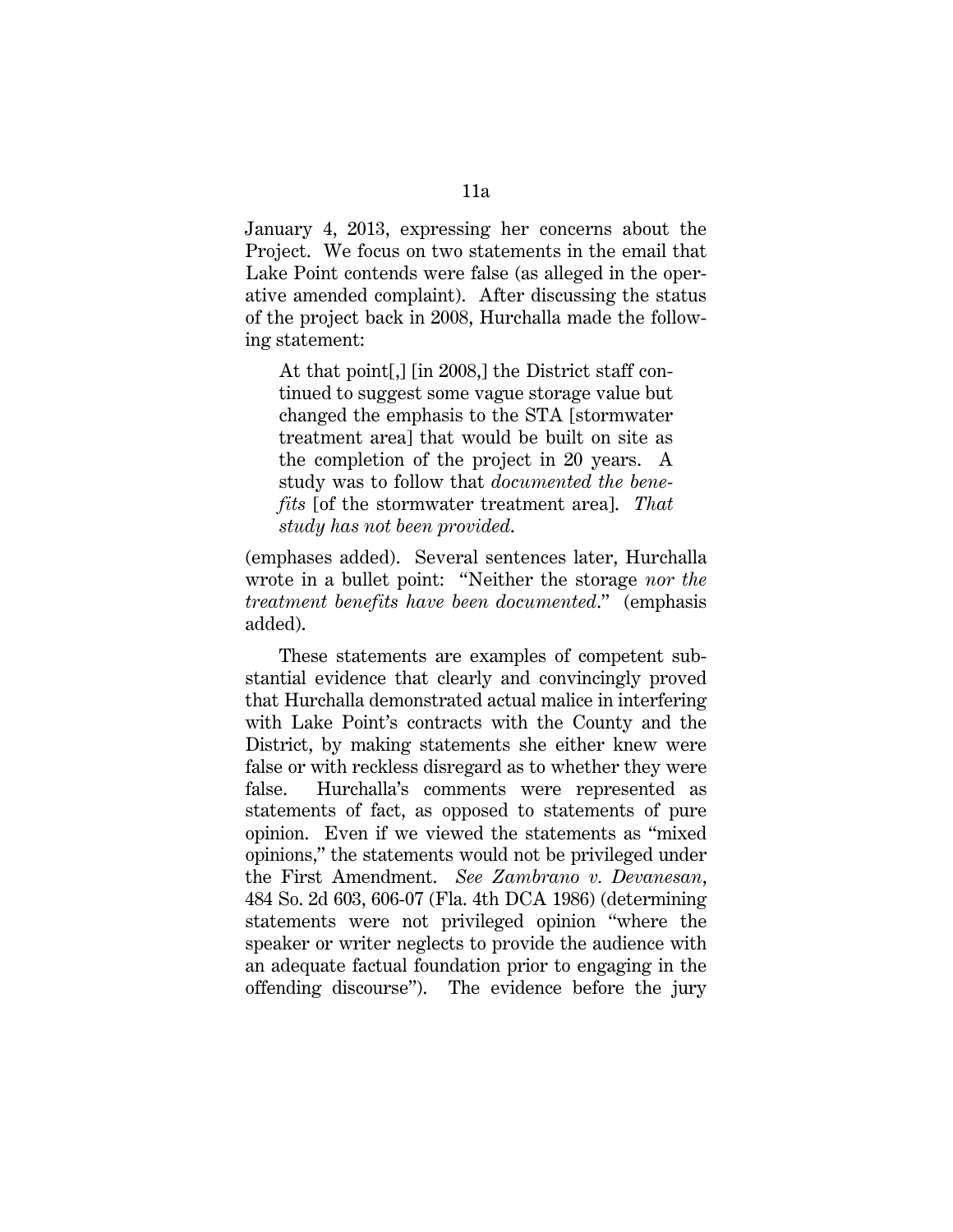January 4, 2013, expressing her concerns about the Project. We focus on two statements in the email that Lake Point contends were false (as alleged in the operative amended complaint). After discussing the status of the project back in 2008, Hurchalla made the following statement:

> At that point[,] [in 2008,] the District staff continued to suggest some vague storage value but changed the emphasis to the STA [stormwater treatment area] that would be built on site as the completion of the project in 20 years. A study was to follow that *documented the benefits* [of the stormwater treatment area]. *That study has not been provided.*

(emphases added). Several sentences later, Hurchalla wrote in a bullet point: "Neither the storage *nor the treatment benefits have been documented*." (emphasis added).

These statements are examples of competent substantial evidence that clearly and convincingly proved that Hurchalla demonstrated actual malice in interfering with Lake Point's contracts with the County and the District, by making statements she either knew were false or with reckless disregard as to whether they were false. Hurchalla's comments were represented as statements of fact, as opposed to statements of pure opinion. Even if we viewed the statements as "mixed opinions," the statements would not be privileged under the First Amendment. *See Zambrano v. Devanesan*, 484 So. 2d 603, 606-07 (Fla. 4th DCA 1986) (determining statements were not privileged opinion "where the speaker or writer neglects to provide the audience with an adequate factual foundation prior to engaging in the offending discourse"). The evidence before the jury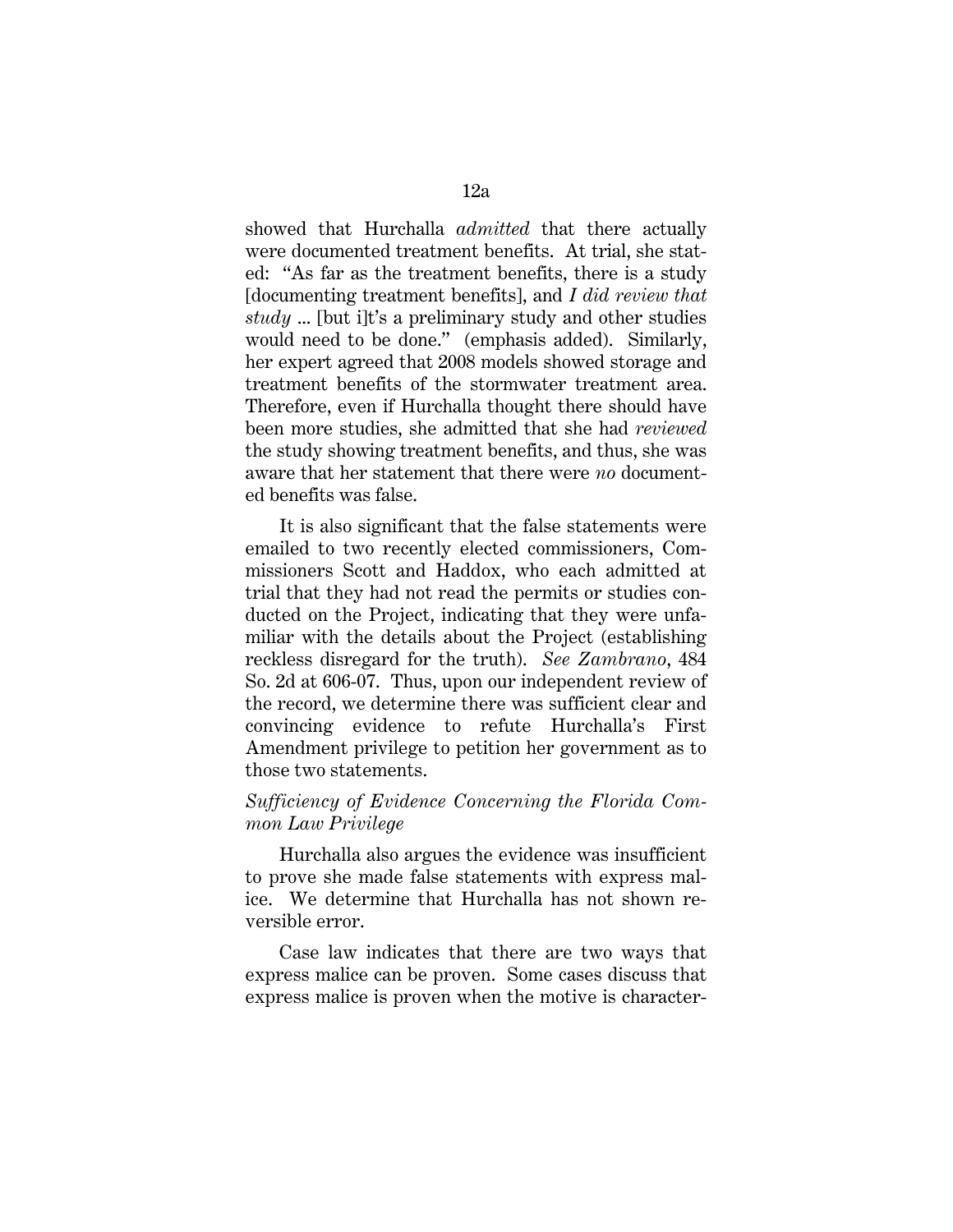showed that Hurchalla *admitted* that there actually were documented treatment benefits. At trial, she stated: "As far as the treatment benefits, there is a study [documenting treatment benefits], and *I did review that study* ... [but i]t's a preliminary study and other studies would need to be done." (emphasis added). Similarly, her expert agreed that 2008 models showed storage and treatment benefits of the stormwater treatment area. Therefore, even if Hurchalla thought there should have been more studies, she admitted that she had *reviewed* the study showing treatment benefits, and thus, she was aware that her statement that there were *no* documented benefits was false.

It is also significant that the false statements were emailed to two recently elected commissioners, Commissioners Scott and Haddox, who each admitted at trial that they had not read the permits or studies conducted on the Project, indicating that they were unfamiliar with the details about the Project (establishing reckless disregard for the truth). *See Zambrano*, 484 So. 2d at 606-07. Thus, upon our independent review of the record, we determine there was sufficient clear and convincing evidence to refute Hurchalla's First Amendment privilege to petition her government as to those two statements.

*Sufficiency of Evidence Concerning the Florida Common Law Privilege*

Hurchalla also argues the evidence was insufficient to prove she made false statements with express malice. We determine that Hurchalla has not shown reversible error.

Case law indicates that there are two ways that express malice can be proven. Some cases discuss that express malice is proven when the motive is character-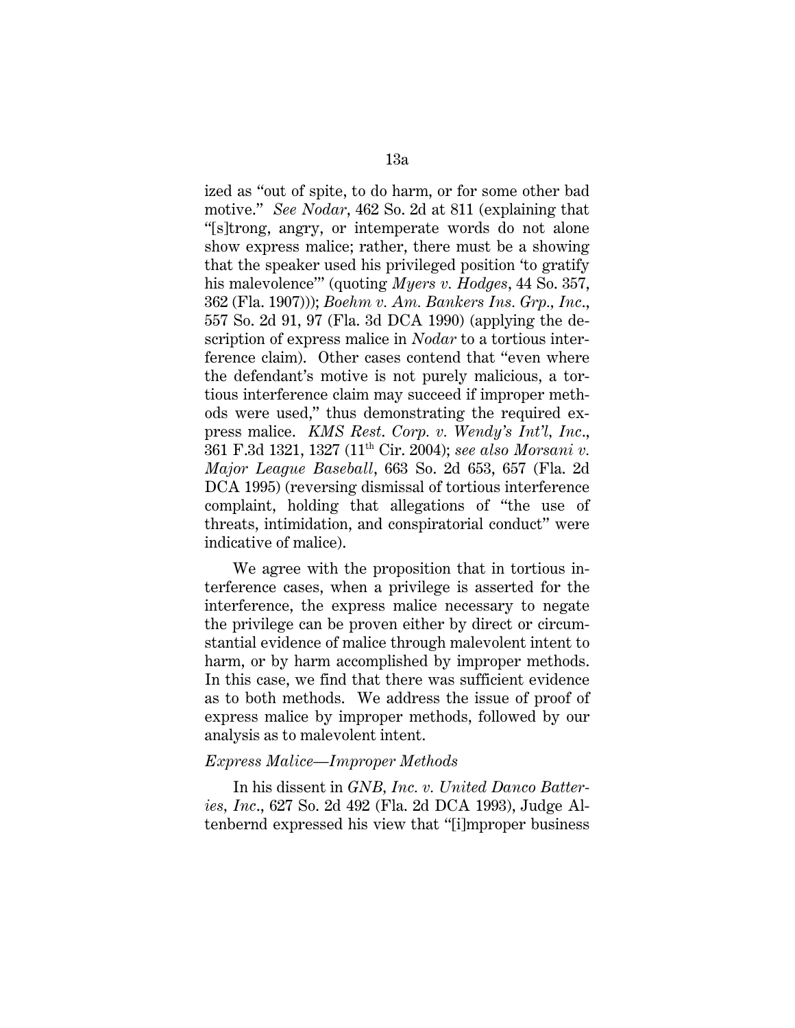ized as "out of spite, to do harm, or for some other bad motive." *See Nodar*, 462 So. 2d at 811 (explaining that "[s]trong, angry, or intemperate words do not alone show express malice; rather, there must be a showing that the speaker used his privileged position 'to gratify his malevolence'" (quoting *Myers v. Hodges*, 44 So. 357, 362 (Fla. 1907))); *Boehm v. Am. Bankers Ins. Grp., Inc.*, 557 So. 2d 91, 97 (Fla. 3d DCA 1990) (applying the description of express malice in *Nodar* to a tortious interference claim). Other cases contend that "even where the defendant's motive is not purely malicious, a tortious interference claim may succeed if improper methods were used," thus demonstrating the required express malice. *KMS Rest. Corp. v. Wendy's Int'l, Inc.*, 361 F.3d 1321, 1327 (11th Cir. 2004); *see also Morsani v. Major League Baseball*, 663 So. 2d 653, 657 (Fla. 2d DCA 1995) (reversing dismissal of tortious interference complaint, holding that allegations of "the use of threats, intimidation, and conspiratorial conduct" were indicative of malice).

We agree with the proposition that in tortious interference cases, when a privilege is asserted for the interference, the express malice necessary to negate the privilege can be proven either by direct or circumstantial evidence of malice through malevolent intent to harm, or by harm accomplished by improper methods. In this case, we find that there was sufficient evidence as to both methods. We address the issue of proof of express malice by improper methods, followed by our analysis as to malevolent intent.

*Express Malice—Improper Methods*

In his dissent in *GNB, Inc. v. United Danco Batteries, Inc.*, 627 So. 2d 492 (Fla. 2d DCA 1993), Judge Altenbernd expressed his view that "[i]mproper business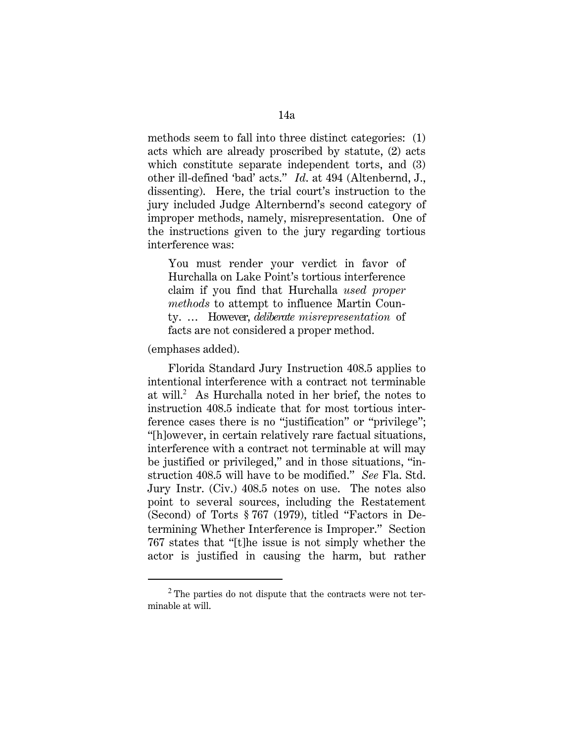methods seem to fall into three distinct categories: (1) acts which are already proscribed by statute, (2) acts which constitute separate independent torts, and (3) other ill-defined 'bad' acts." *Id.* at 494 (Altenbernd, J., dissenting). Here, the trial court's instruction to the jury included Judge Alternbernd's second category of improper methods, namely, misrepresentation. One of the instructions given to the jury regarding tortious interference was:

> You must render your verdict in favor of Hurchalla on Lake Point's tortious interference claim if you find that Hurchalla *used proper methods* to attempt to influence Martin County. … However, *deliberate misrepresentation* of facts are not considered a proper method.

(emphases added).

Florida Standard Jury Instruction 408.5 applies to intentional interference with a contract not terminable at will.[2] As Hurchalla noted in her brief, the notes to instruction 408.5 indicate that for most tortious interference cases there is no "justification" or "privilege"; "[h]owever, in certain relatively rare factual situations, interference with a contract not terminable at will may be justified or privileged," and in those situations, "instruction 408.5 will have to be modified." *See* Fla. Std. Jury Instr. (Civ.) 408.5 notes on use. The notes also point to several sources, including the Restatement (Second) of Torts § 767 (1979), titled "Factors in Determining Whether Interference is Improper." Section 767 states that "[t]he issue is not simply whether the actor is justified in causing the harm, but rather

[2] The parties do not dispute that the contracts were not terminable at will.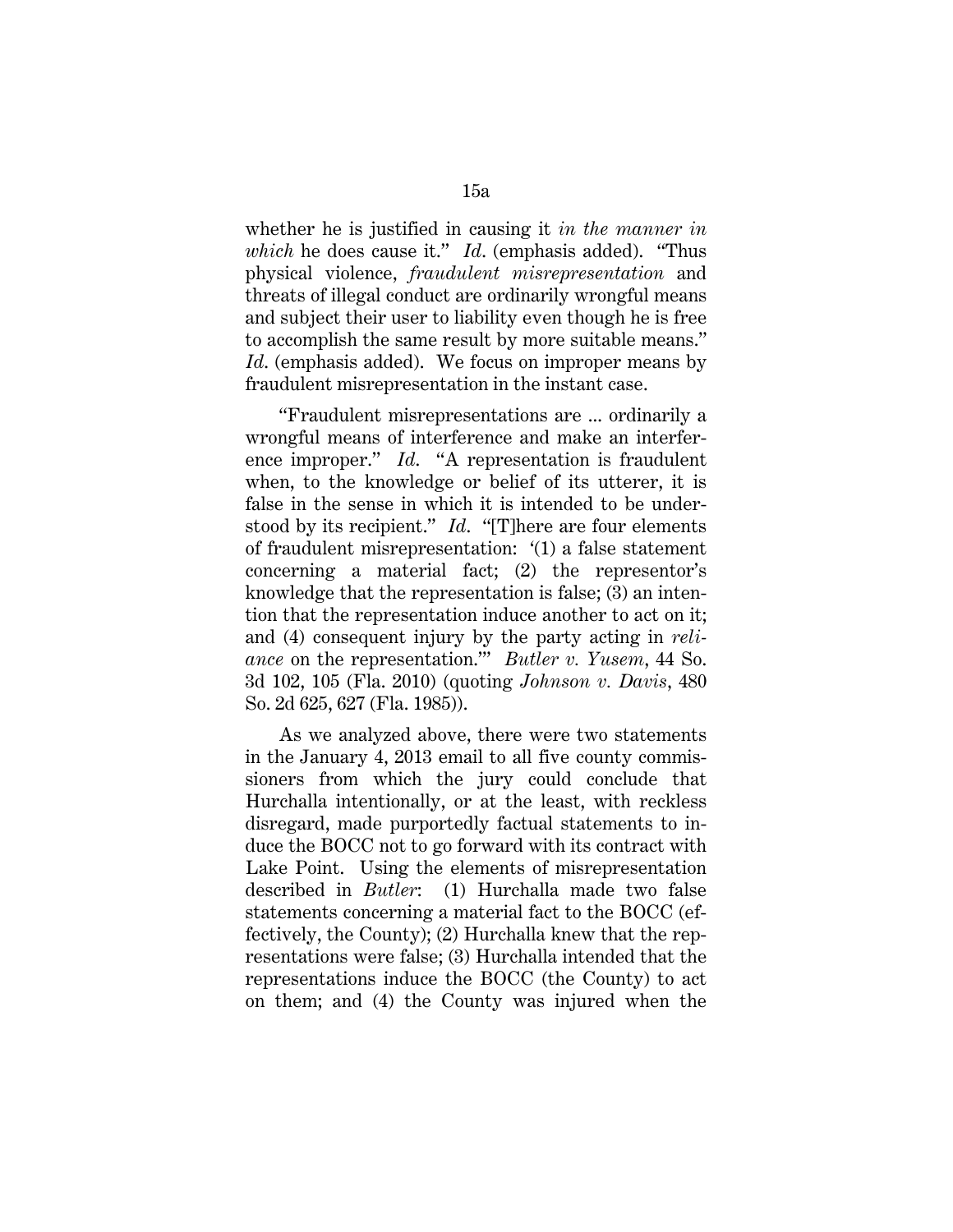whether he is justified in causing it *in the manner in which* he does cause it." *Id*. (emphasis added). "Thus physical violence, *fraudulent misrepresentation* and threats of illegal conduct are ordinarily wrongful means and subject their user to liability even though he is free to accomplish the same result by more suitable means." *Id*. (emphasis added). We focus on improper means by fraudulent misrepresentation in the instant case.

"Fraudulent misrepresentations are ... ordinarily a wrongful means of interference and make an interference improper." *Id*. "A representation is fraudulent when, to the knowledge or belief of its utterer, it is false in the sense in which it is intended to be understood by its recipient." *Id*. "[T]here are four elements of fraudulent misrepresentation: '(1) a false statement concerning a material fact; (2) the representor's knowledge that the representation is false; (3) an intention that the representation induce another to act on it; and (4) consequent injury by the party acting in *reliance* on the representation.'" *Butler v. Yusem*, 44 So. 3d 102, 105 (Fla. 2010) (quoting *Johnson v. Davis*, 480 So. 2d 625, 627 (Fla. 1985)).

As we analyzed above, there were two statements in the January 4, 2013 email to all five county commissioners from which the jury could conclude that Hurchalla intentionally, or at the least, with reckless disregard, made purportedly factual statements to induce the BOCC not to go forward with its contract with Lake Point. Using the elements of misrepresentation described in *Butler*: (1) Hurchalla made two false statements concerning a material fact to the BOCC (effectively, the County); (2) Hurchalla knew that the representations were false; (3) Hurchalla intended that the representations induce the BOCC (the County) to act on them; and (4) the County was injured when the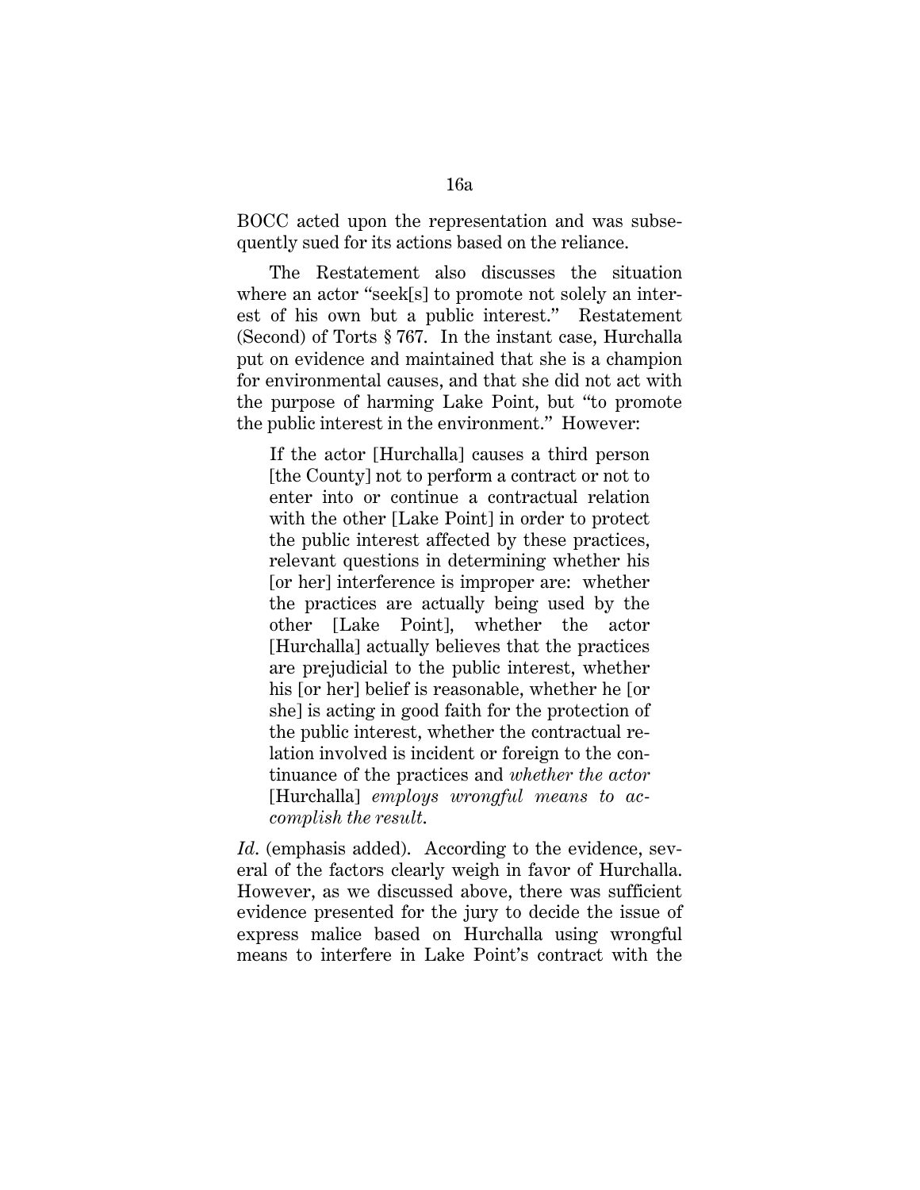BOCC acted upon the representation and was subsequently sued for its actions based on the reliance.

The Restatement also discusses the situation where an actor "seek[s] to promote not solely an interest of his own but a public interest." Restatement (Second) of Torts § 767. In the instant case, Hurchalla put on evidence and maintained that she is a champion for environmental causes, and that she did not act with the purpose of harming Lake Point, but "to promote the public interest in the environment." However:

> If the actor [Hurchalla] causes a third person [the County] not to perform a contract or not to enter into or continue a contractual relation with the other [Lake Point] in order to protect the public interest affected by these practices, relevant questions in determining whether his [or her] interference is improper are: whether the practices are actually being used by the other [Lake Point], whether the actor [Hurchalla] actually believes that the practices are prejudicial to the public interest, whether his [or her] belief is reasonable, whether he [or she] is acting in good faith for the protection of the public interest, whether the contractual relation involved is incident or foreign to the continuance of the practices and *whether the actor* [Hurchalla] *employs wrongful means to accomplish the result*.

*Id.* (emphasis added). According to the evidence, several of the factors clearly weigh in favor of Hurchalla. However, as we discussed above, there was sufficient evidence presented for the jury to decide the issue of express malice based on Hurchalla using wrongful means to interfere in Lake Point's contract with the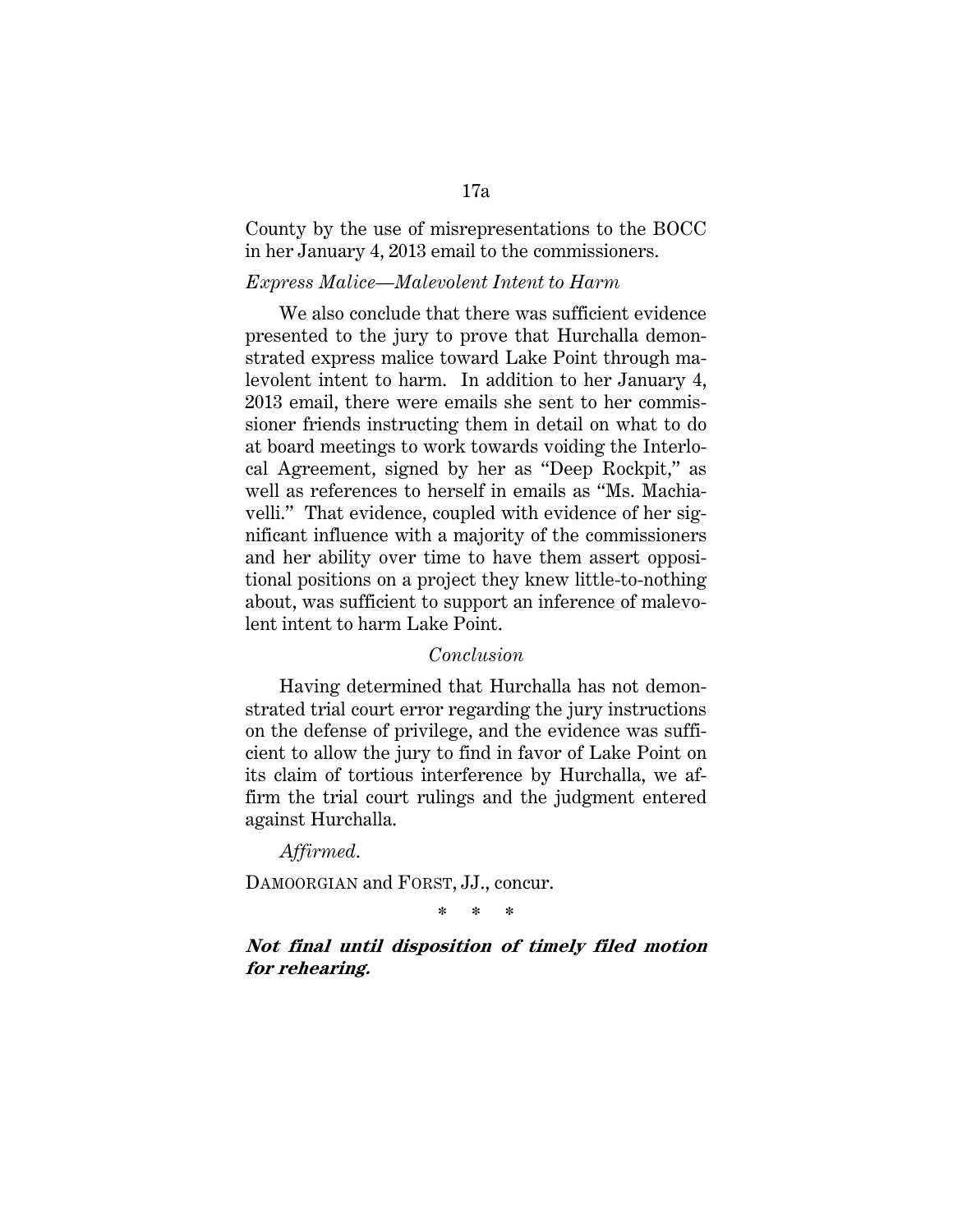County by the use of misrepresentations to the BOCC in her January 4, 2013 email to the commissioners.

*Express Malice—Malevolent Intent to Harm*

We also conclude that there was sufficient evidence presented to the jury to prove that Hurchalla demonstrated express malice toward Lake Point through malevolent intent to harm. In addition to her January 4, 2013 email, there were emails she sent to her commissioner friends instructing them in detail on what to do at board meetings to work towards voiding the Interlocal Agreement, signed by her as "Deep Rockpit," as well as references to herself in emails as "Ms. Machiavelli." That evidence, coupled with evidence of her significant influence with a majority of the commissioners and her ability over time to have them assert oppositional positions on a project they knew little-to-nothing about, was sufficient to support an inference of malevolent intent to harm Lake Point.

*Conclusion*

Having determined that Hurchalla has not demonstrated trial court error regarding the jury instructions on the defense of privilege, and the evidence was sufficient to allow the jury to find in favor of Lake Point on its claim of tortious interference by Hurchalla, we affirm the trial court rulings and the judgment entered against Hurchalla.

*Affirmed*.

DAMOORGIAN and FORST, JJ., concur.

\* \* \*

***Not final until disposition of timely filed motion for rehearing.***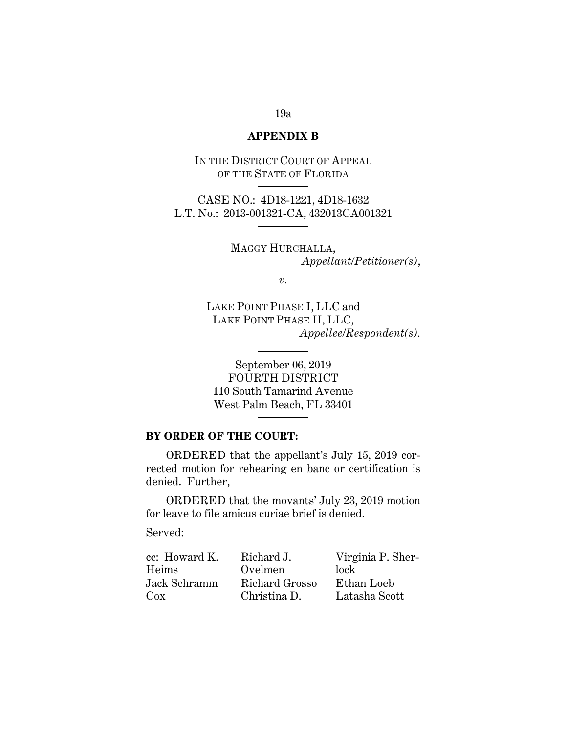**APPENDIX B**

IN THE DISTRICT COURT OF APPEAL
OF THE STATE OF FLORIDA

---

CASE NO.: 4D18-1221, 4D18-1632
L.T. No.: 2013-001321-CA, 432013CA001321

---

MAGGY HURCHALLA,
*Appellant/Petitioner(s)*,

*v.*

LAKE POINT PHASE I, LLC and
LAKE POINT PHASE II, LLC,
*Appellee/Respondent(s)*.

---

September 06, 2019
FOURTH DISTRICT
110 South Tamarind Avenue
West Palm Beach, FL 33401

---

**BY ORDER OF THE COURT:**

ORDERED that the appellant's July 15, 2019 corrected motion for rehearing en banc or certification is denied. Further,

ORDERED that the movants' July 23, 2019 motion for leave to file amicus curiae brief is denied.

Served:

| | | |
|---|---|---|
| cc: Howard K. Heims | Richard J. Ovelmen | Virginia P. Sherlock |
| Jack Schramm Cox | Richard Grosso | Ethan Loeb |
| | Christina D. | Latasha Scott |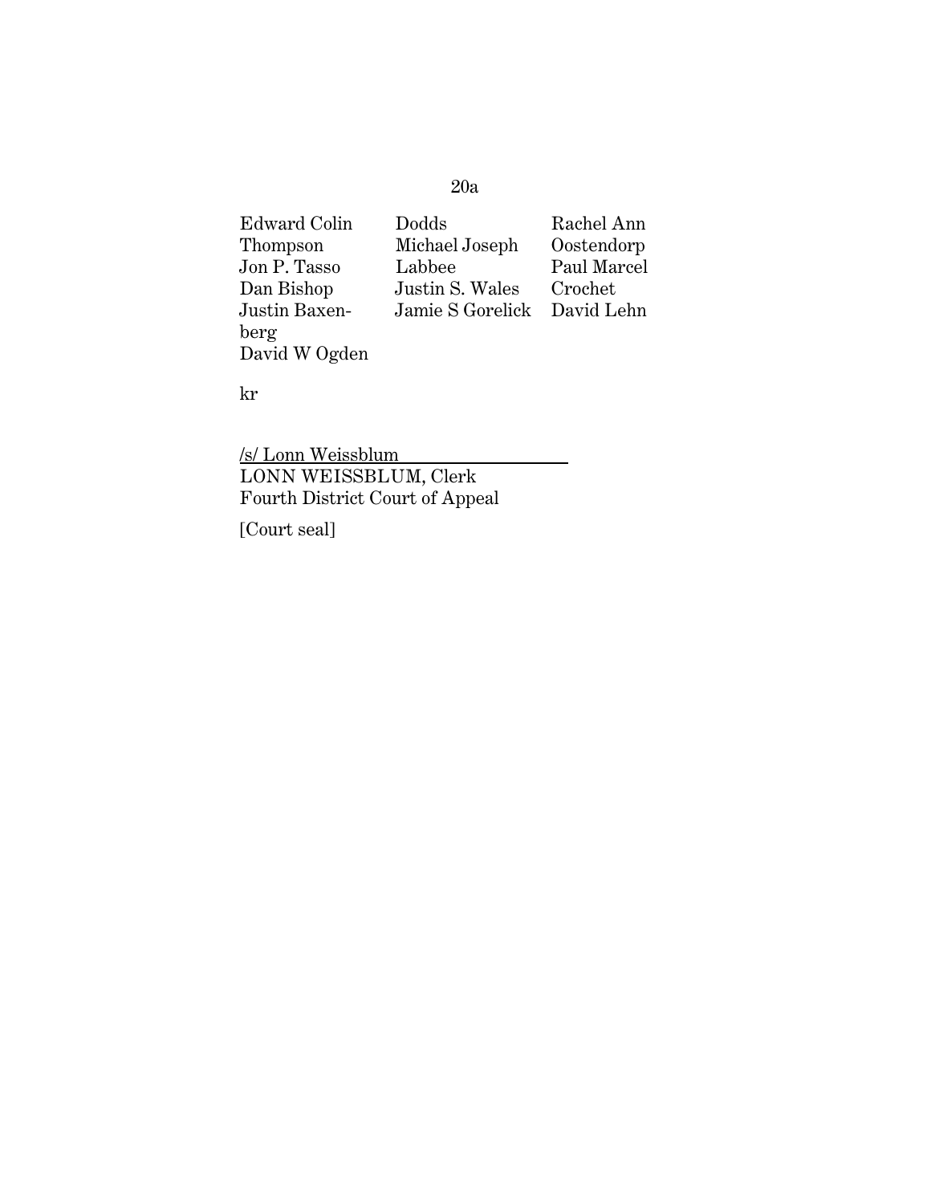Edward Colin Thompson
Jon P. Tasso
Dan Bishop
Justin Baxenberg
David W Ogden
Dodds
Michael Joseph Labbee
Justin S. Wales
Jamie S Gorelick
Rachel Ann Oostendorp
Paul Marcel Crochet
David Lehn

kr

/s/ Lonn Weissblum
LONN WEISSBLUM, Clerk
Fourth District Court of Appeal

[Court seal]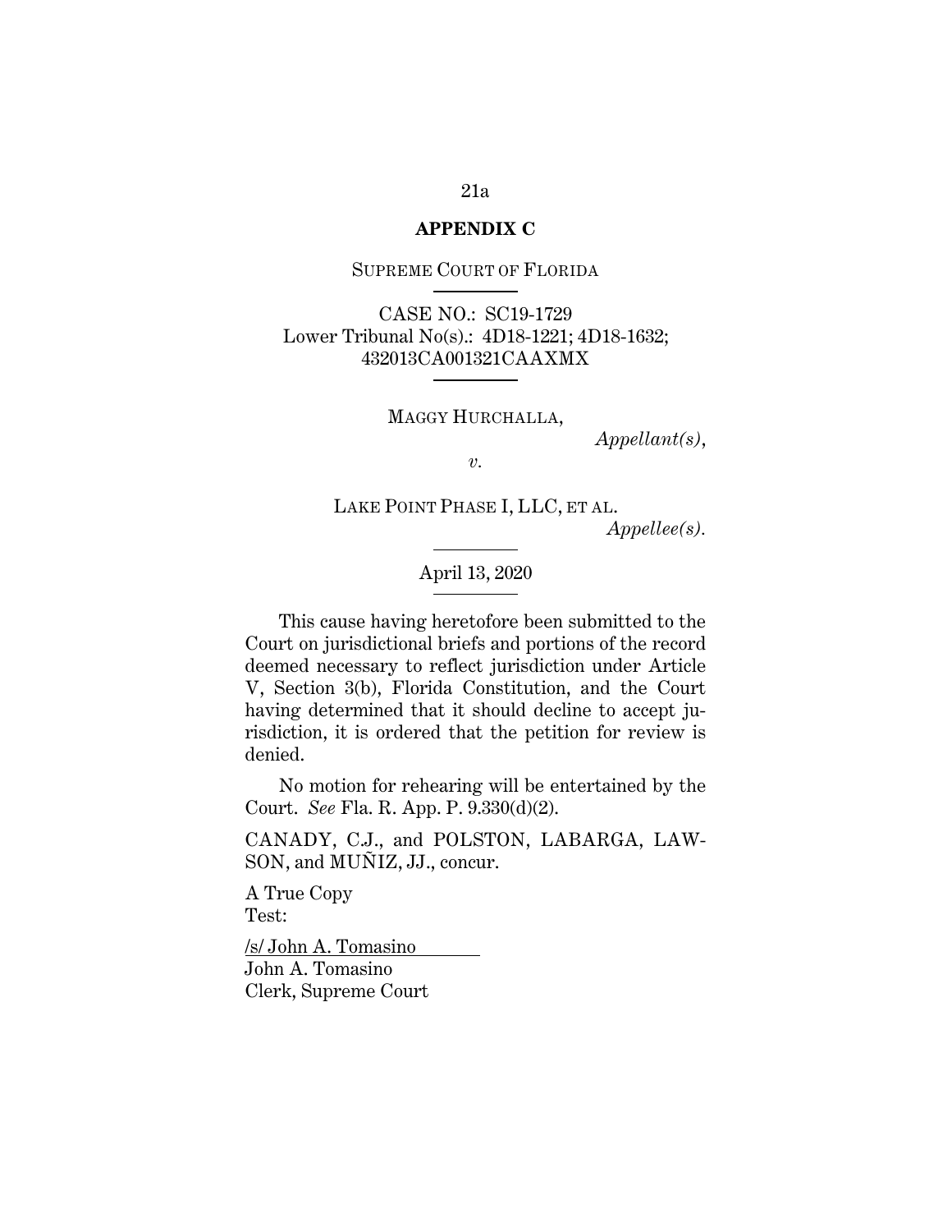# APPENDIX C

SUPREME COURT OF FLORIDA

CASE NO.: SC19-1729
Lower Tribunal No(s).: 4D18-1221; 4D18-1632; 432013CA001321CAAXMX

MAGGY HURCHALLA,
*Appellant(s)*,

*v.*

LAKE POINT PHASE I, LLC, ET AL.
*Appellee(s)*.

April 13, 2020

This cause having heretofore been submitted to the Court on jurisdictional briefs and portions of the record deemed necessary to reflect jurisdiction under Article V, Section 3(b), Florida Constitution, and the Court having determined that it should decline to accept jurisdiction, it is ordered that the petition for review is denied.

No motion for rehearing will be entertained by the Court. *See* Fla. R. App. P. 9.330(d)(2).

CANADY, C.J., and POLSTON, LABARGA, LAWSON, and MUÑIZ, JJ., concur.

A True Copy
Test:

/s/ John A. Tomasino
John A. Tomasino
Clerk, Supreme Court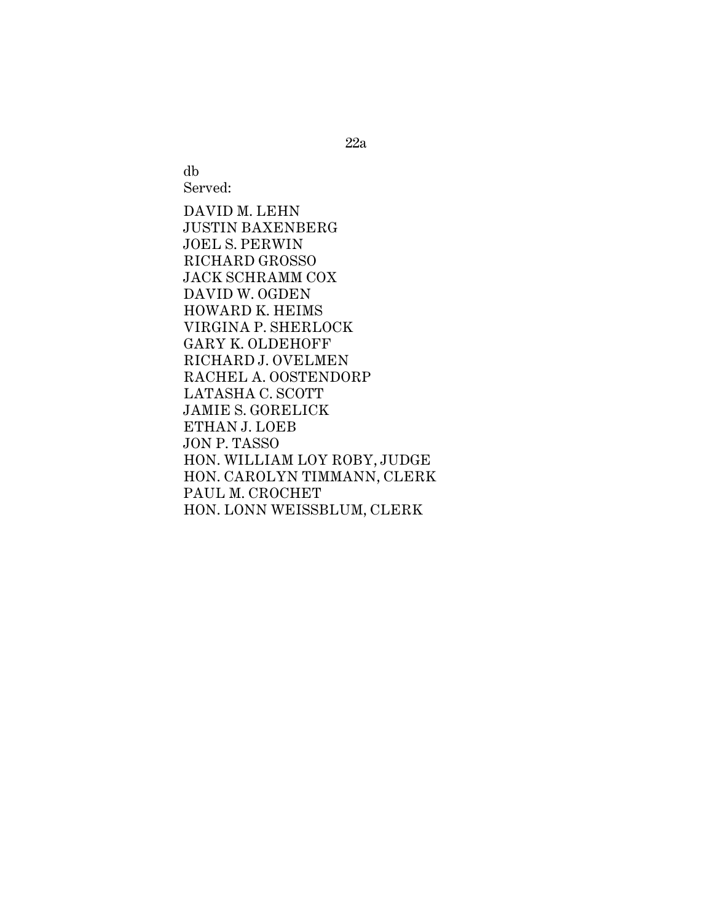db
Served:

DAVID M. LEHN
JUSTIN BAXENBERG
JOEL S. PERWIN
RICHARD GROSSO
JACK SCHRAMM COX
DAVID W. OGDEN
HOWARD K. HEIMS
VIRGINA P. SHERLOCK
GARY K. OLDEHOFF
RICHARD J. OVELMEN
RACHEL A. OOSTENDORP
LATASHA C. SCOTT
JAMIE S. GORELICK
ETHAN J. LOEB
JON P. TASSO
HON. WILLIAM LOY ROBY, JUDGE
HON. CAROLYN TIMMANN, CLERK
PAUL M. CROCHET
HON. LONN WEISSBLUM, CLERK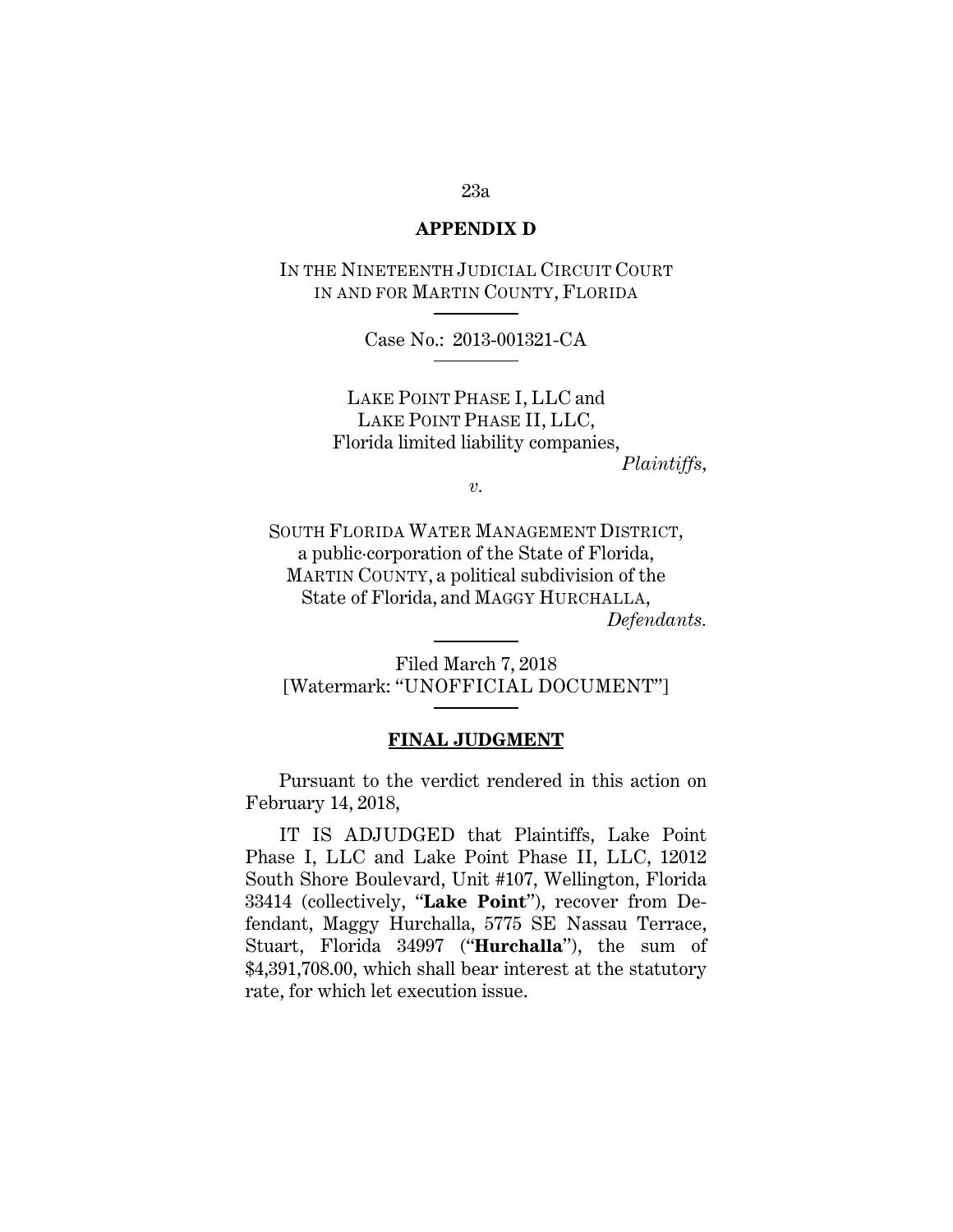## APPENDIX D

IN THE NINETEENTH JUDICIAL CIRCUIT COURT
IN AND FOR MARTIN COUNTY, FLORIDA

Case No.: 2013-001321-CA

LAKE POINT PHASE I, LLC and
LAKE POINT PHASE II, LLC,
Florida limited liability companies,
*Plaintiffs*,

*v.*

SOUTH FLORIDA WATER MANAGEMENT DISTRICT,
a public-corporation of the State of Florida,
MARTIN COUNTY, a political subdivision of the
State of Florida, and MAGGY HURCHALLA,
*Defendants.*

Filed March 7, 2018
[Watermark: "UNOFFICIAL DOCUMENT"]

**FINAL JUDGMENT**

Pursuant to the verdict rendered in this action on February 14, 2018,

IT IS ADJUDGED that Plaintiffs, Lake Point Phase I, LLC and Lake Point Phase II, LLC, 12012 South Shore Boulevard, Unit #107, Wellington, Florida 33414 (collectively, "**Lake Point**"), recover from Defendant, Maggy Hurchalla, 5775 SE Nassau Terrace, Stuart, Florida 34997 ("**Hurchalla**"), the sum of $4,391,708.00, which shall bear interest at the statutory rate, for which let execution issue.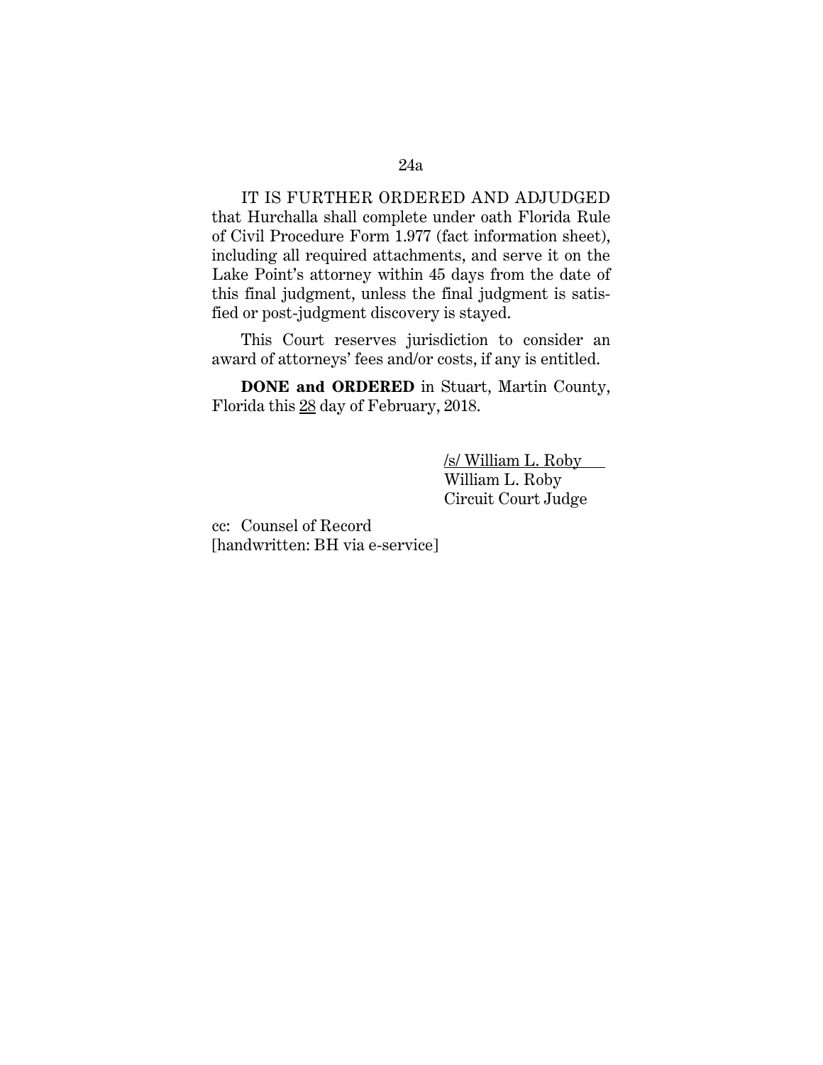IT IS FURTHER ORDERED AND ADJUDGED that Hurchalla shall complete under oath Florida Rule of Civil Procedure Form 1.977 (fact information sheet), including all required attachments, and serve it on the Lake Point's attorney within 45 days from the date of this final judgment, unless the final judgment is satisfied or post-judgment discovery is stayed.

This Court reserves jurisdiction to consider an award of attorneys' fees and/or costs, if any is entitled.

**DONE and ORDERED** in Stuart, Martin County, Florida this 28 day of February, 2018.

/s/ William L. Roby
William L. Roby
Circuit Court Judge

cc: Counsel of Record
[handwritten: BH via e-service]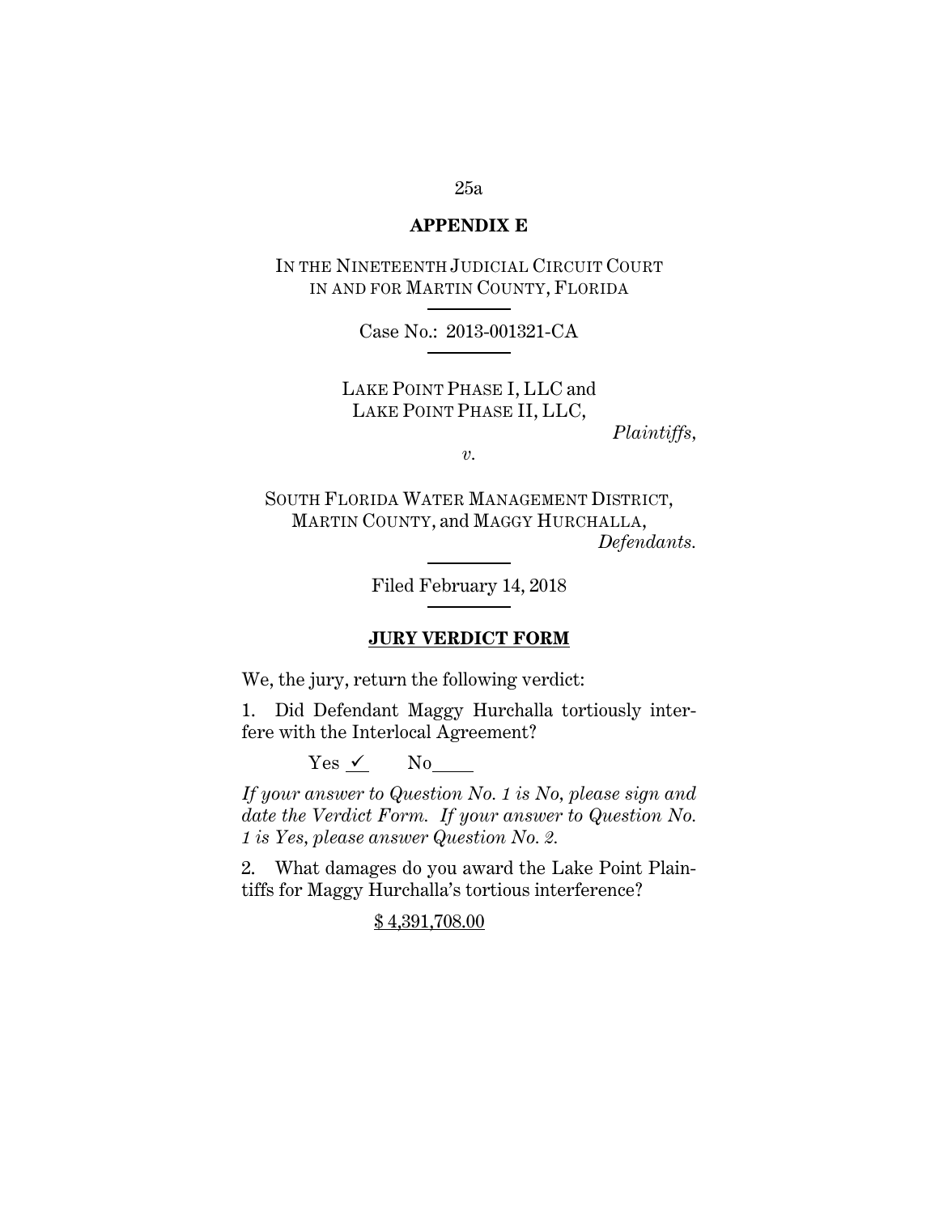## APPENDIX E

IN THE NINETEENTH JUDICIAL CIRCUIT COURT
IN AND FOR MARTIN COUNTY, FLORIDA

Case No.: 2013-001321-CA

LAKE POINT PHASE I, LLC and
LAKE POINT PHASE II, LLC,

*Plaintiffs*,

*v.*

SOUTH FLORIDA WATER MANAGEMENT DISTRICT,
MARTIN COUNTY, and MAGGY HURCHALLA,

*Defendants*.

Filed February 14, 2018

**JURY VERDICT FORM**

We, the jury, return the following verdict:

1. Did Defendant Maggy Hurchalla tortiously interfere with the Interlocal Agreement?

Yes ✓ No____

*If your answer to Question No. 1 is No, please sign and date the Verdict Form. If your answer to Question No. 1 is Yes, please answer Question No. 2.*

2. What damages do you award the Lake Point Plaintiffs for Maggy Hurchalla's tortious interference?

$ 4,391,708.00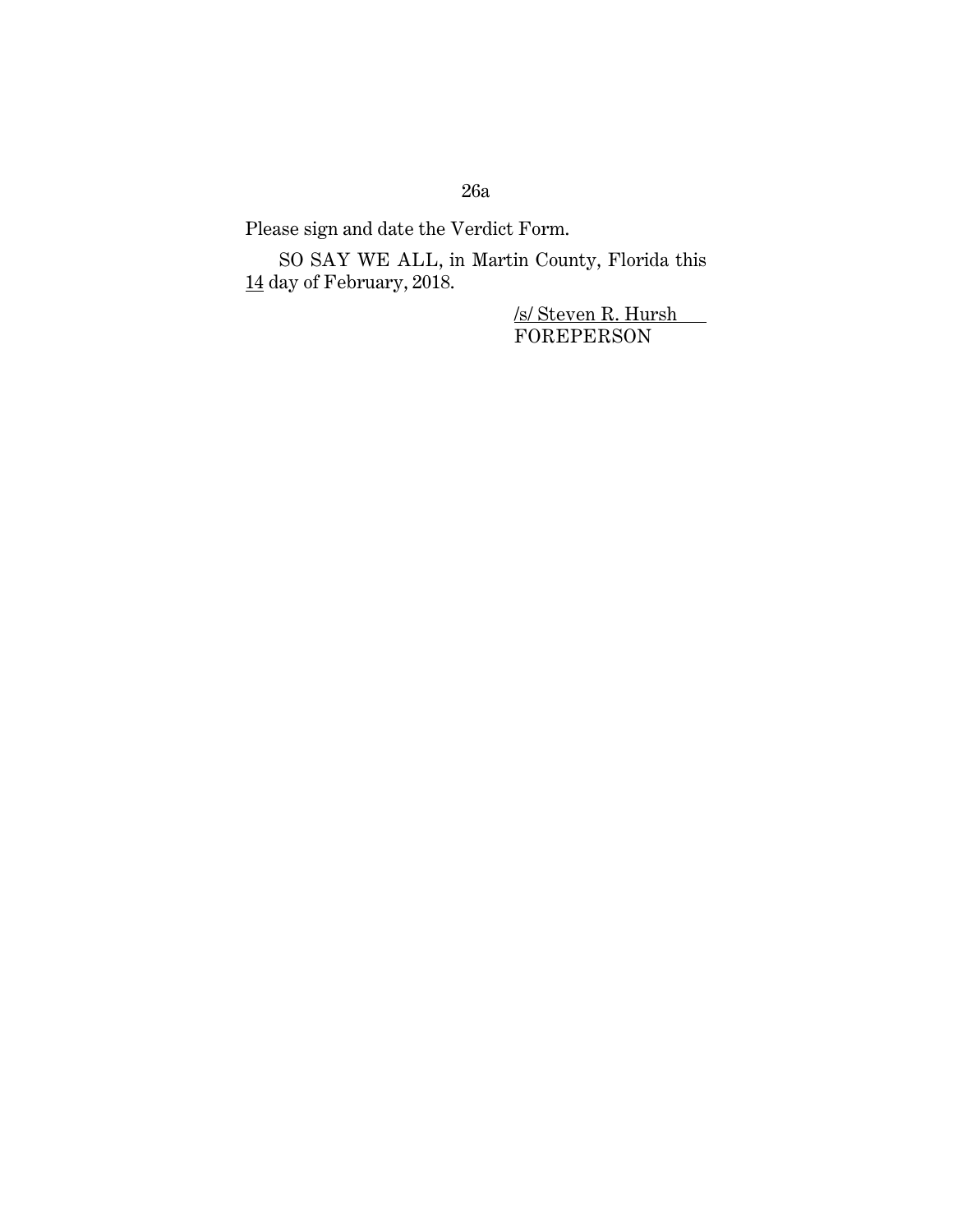Please sign and date the Verdict Form.

SO SAY WE ALL, in Martin County, Florida this 14 day of February, 2018.

/s/ Steven R. Hursh
FOREPERSON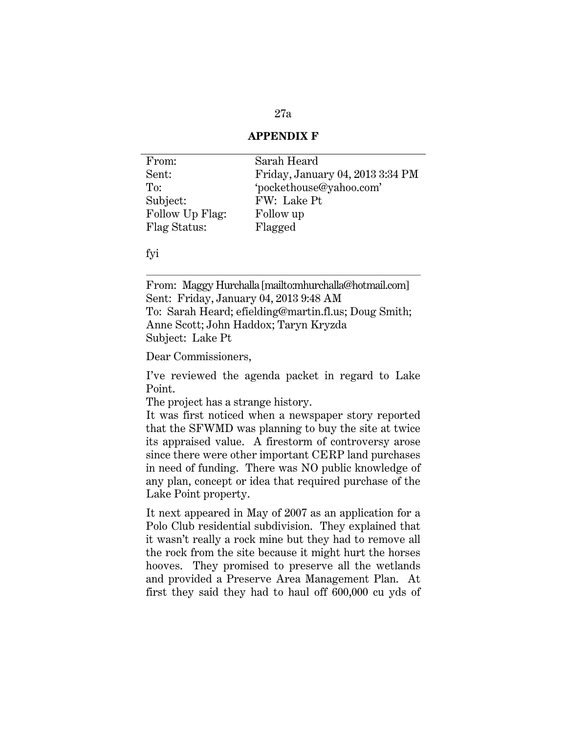## APPENDIX F

| | |
|---|---|
| From: | Sarah Heard |
| Sent: | Friday, January 04, 2013 3:34 PM |
| To: | 'pockethouse@yahoo.com' |
| Subject: | FW: Lake Pt |
| Follow Up Flag: | Follow up |
| Flag Status: | Flagged |

fyi

---

From: Maggy Hurchalla [mailto:mhurchalla@hotmail.com]
Sent: Friday, January 04, 2013 9:48 AM
To: Sarah Heard; efielding@martin.fl.us; Doug Smith; Anne Scott; John Haddox; Taryn Kryzda
Subject: Lake Pt

Dear Commissioners,

I've reviewed the agenda packet in regard to Lake Point.

The project has a strange history.

It was first noticed when a newspaper story reported that the SFWMD was planning to buy the site at twice its appraised value. A firestorm of controversy arose since there were other important CERP land purchases in need of funding. There was NO public knowledge of any plan, concept or idea that required purchase of the Lake Point property.

It next appeared in May of 2007 as an application for a Polo Club residential subdivision. They explained that it wasn't really a rock mine but they had to remove all the rock from the site because it might hurt the horses hooves. They promised to preserve all the wetlands and provided a Preserve Area Management Plan. At first they said they had to haul off 600,000 cu yds of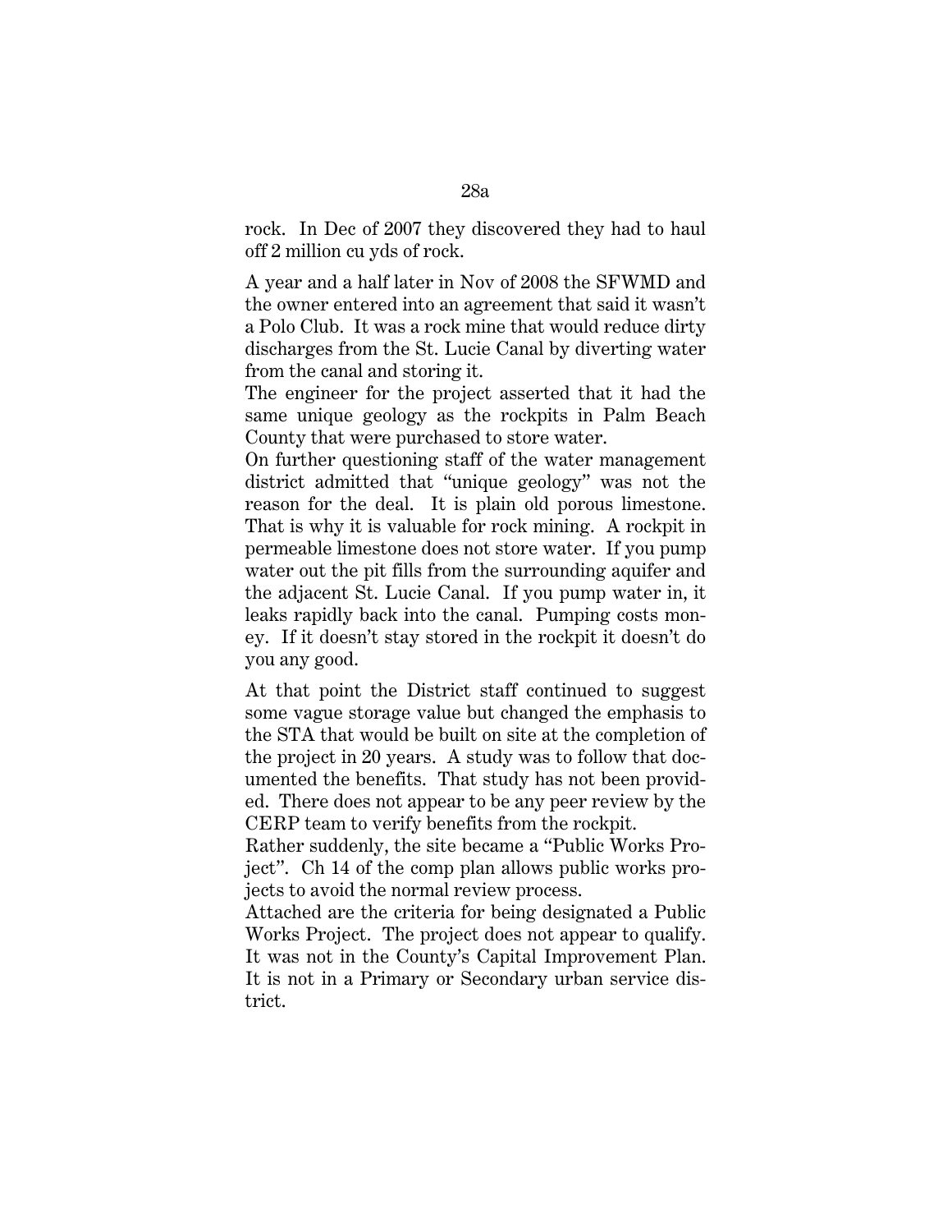rock. In Dec of 2007 they discovered they had to haul off 2 million cu yds of rock.

A year and a half later in Nov of 2008 the SFWMD and the owner entered into an agreement that said it wasn't a Polo Club. It was a rock mine that would reduce dirty discharges from the St. Lucie Canal by diverting water from the canal and storing it.
The engineer for the project asserted that it had the same unique geology as the rockpits in Palm Beach County that were purchased to store water.
On further questioning staff of the water management district admitted that "unique geology" was not the reason for the deal. It is plain old porous limestone. That is why it is valuable for rock mining. A rockpit in permeable limestone does not store water. If you pump water out the pit fills from the surrounding aquifer and the adjacent St. Lucie Canal. If you pump water in, it leaks rapidly back into the canal. Pumping costs money. If it doesn't stay stored in the rockpit it doesn't do you any good.

At that point the District staff continued to suggest some vague storage value but changed the emphasis to the STA that would be built on site at the completion of the project in 20 years. A study was to follow that documented the benefits. That study has not been provided. There does not appear to be any peer review by the CERP team to verify benefits from the rockpit.
Rather suddenly, the site became a "Public Works Project". Ch 14 of the comp plan allows public works projects to avoid the normal review process.
Attached are the criteria for being designated a Public Works Project. The project does not appear to qualify. It was not in the County's Capital Improvement Plan. It is not in a Primary or Secondary urban service district.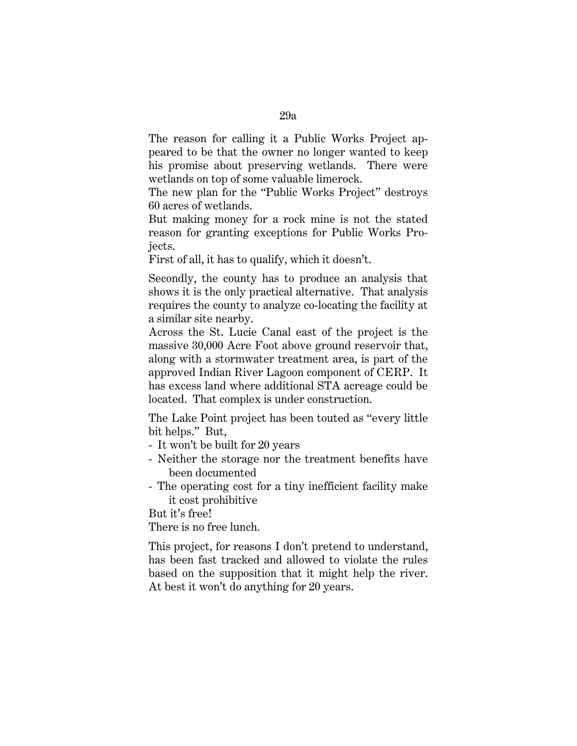The reason for calling it a Public Works Project appeared to be that the owner no longer wanted to keep his promise about preserving wetlands. There were wetlands on top of some valuable limerock.

The new plan for the "Public Works Project" destroys 60 acres of wetlands.

But making money for a rock mine is not the stated reason for granting exceptions for Public Works Projects.

First of all, it has to qualify, which it doesn't.

Secondly, the county has to produce an analysis that shows it is the only practical alternative. That analysis requires the county to analyze co-locating the facility at a similar site nearby.

Across the St. Lucie Canal east of the project is the massive 30,000 Acre Foot above ground reservoir that, along with a stormwater treatment area, is part of the approved Indian River Lagoon component of CERP. It has excess land where additional STA acreage could be located. That complex is under construction.

The Lake Point project has been touted as "every little bit helps." But,

- It won't be built for 20 years
- Neither the storage nor the treatment benefits have been documented
- The operating cost for a tiny inefficient facility make it cost prohibitive

But it's free!

There is no free lunch.

This project, for reasons I don't pretend to understand, has been fast tracked and allowed to violate the rules based on the supposition that it might help the river. At best it won't do anything for 20 years.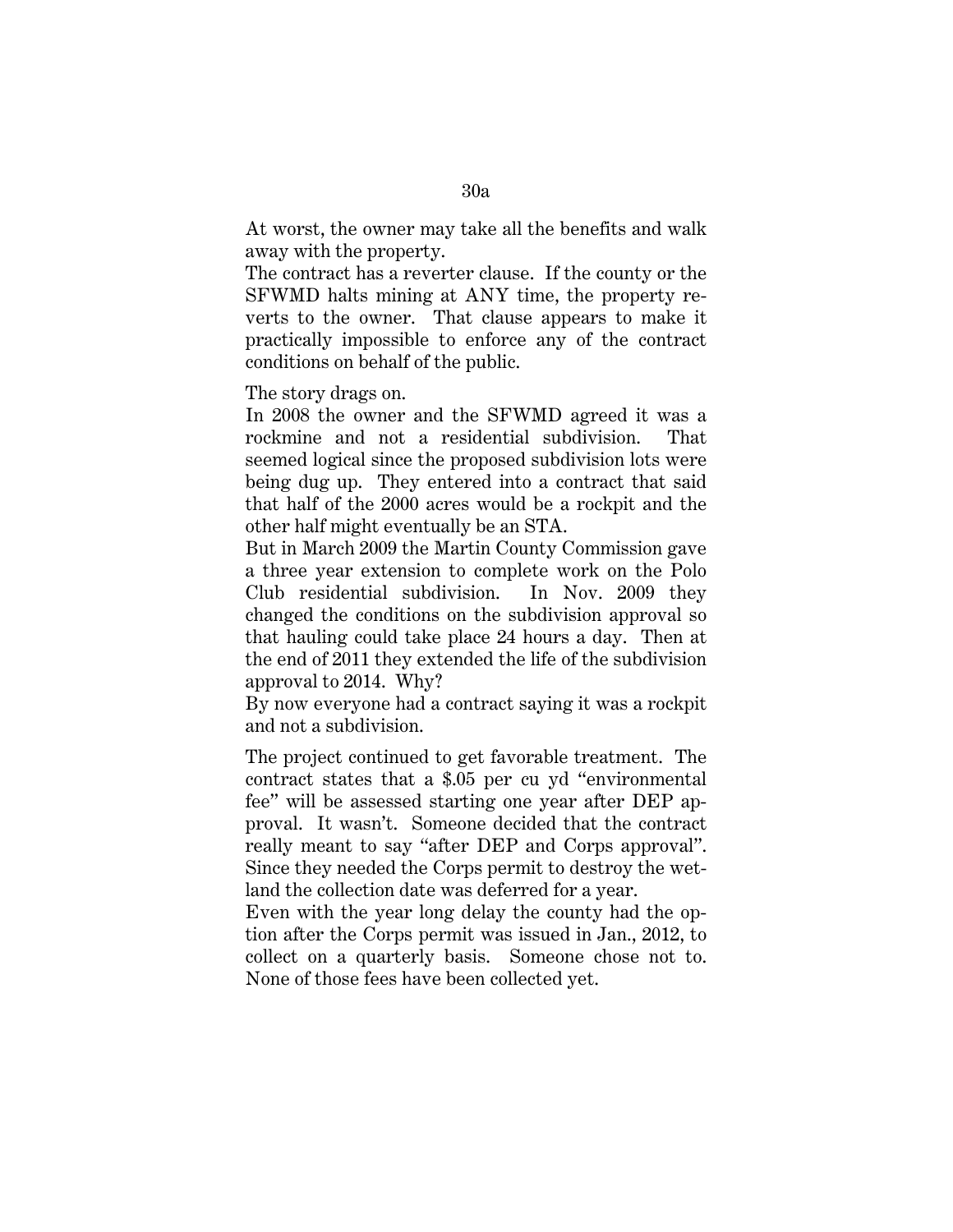At worst, the owner may take all the benefits and walk away with the property.

The contract has a reverter clause. If the county or the SFWMD halts mining at ANY time, the property reverts to the owner. That clause appears to make it practically impossible to enforce any of the contract conditions on behalf of the public.

The story drags on.

In 2008 the owner and the SFWMD agreed it was a rockmine and not a residential subdivision. That seemed logical since the proposed subdivision lots were being dug up. They entered into a contract that said that half of the 2000 acres would be a rockpit and the other half might eventually be an STA.

But in March 2009 the Martin County Commission gave a three year extension to complete work on the Polo Club residential subdivision. In Nov. 2009 they changed the conditions on the subdivision approval so that hauling could take place 24 hours a day. Then at the end of 2011 they extended the life of the subdivision approval to 2014. Why?

By now everyone had a contract saying it was a rockpit and not a subdivision.

The project continued to get favorable treatment. The contract states that a $.05 per cu yd "environmental fee" will be assessed starting one year after DEP approval. It wasn't. Someone decided that the contract really meant to say "after DEP and Corps approval". Since they needed the Corps permit to destroy the wetland the collection date was deferred for a year.

Even with the year long delay the county had the option after the Corps permit was issued in Jan., 2012, to collect on a quarterly basis. Someone chose not to. None of those fees have been collected yet.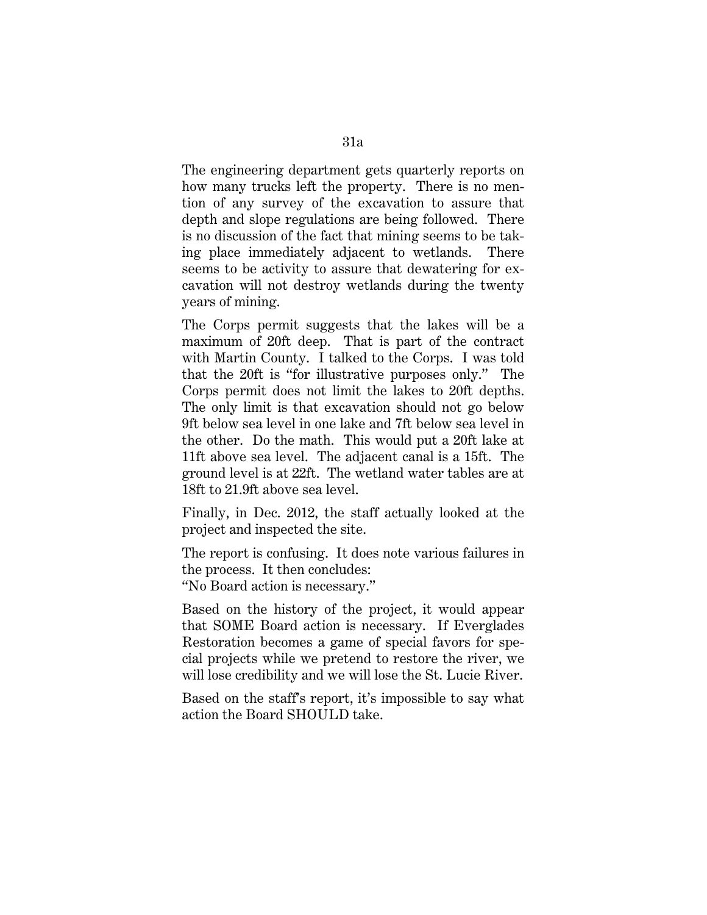The engineering department gets quarterly reports on how many trucks left the property. There is no mention of any survey of the excavation to assure that depth and slope regulations are being followed. There is no discussion of the fact that mining seems to be taking place immediately adjacent to wetlands. There seems to be activity to assure that dewatering for excavation will not destroy wetlands during the twenty years of mining.

The Corps permit suggests that the lakes will be a maximum of 20ft deep. That is part of the contract with Martin County. I talked to the Corps. I was told that the 20ft is "for illustrative purposes only." The Corps permit does not limit the lakes to 20ft depths. The only limit is that excavation should not go below 9ft below sea level in one lake and 7ft below sea level in the other. Do the math. This would put a 20ft lake at 11ft above sea level. The adjacent canal is a 15ft. The ground level is at 22ft. The wetland water tables are at 18ft to 21.9ft above sea level.

Finally, in Dec. 2012, the staff actually looked at the project and inspected the site.

The report is confusing. It does note various failures in the process. It then concludes:
"No Board action is necessary."

Based on the history of the project, it would appear that SOME Board action is necessary. If Everglades Restoration becomes a game of special favors for special projects while we pretend to restore the river, we will lose credibility and we will lose the St. Lucie River.

Based on the staff's report, it's impossible to say what action the Board SHOULD take.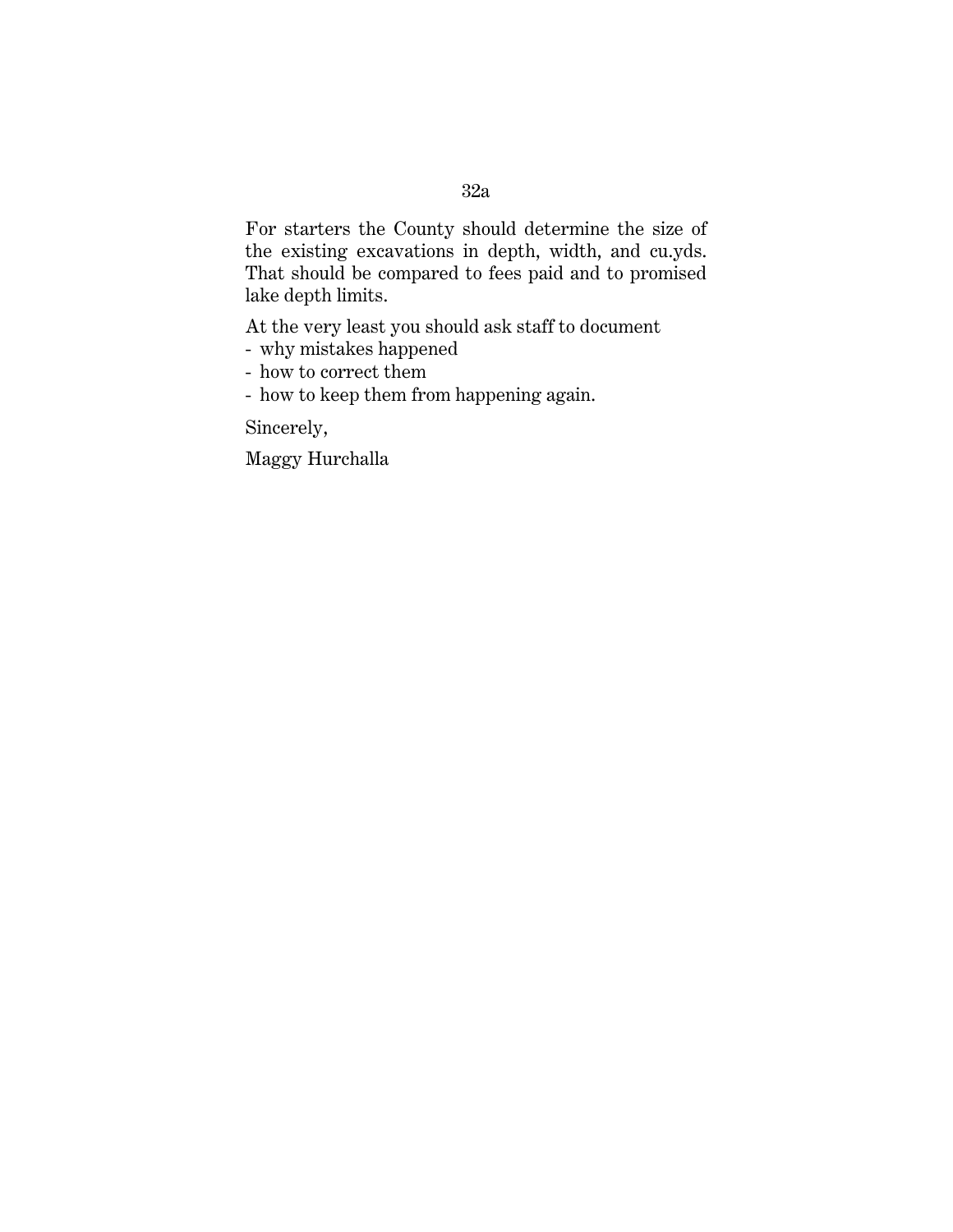For starters the County should determine the size of the existing excavations in depth, width, and cu.yds. That should be compared to fees paid and to promised lake depth limits.

At the very least you should ask staff to document

- why mistakes happened
- how to correct them
- how to keep them from happening again.

Sincerely,

Maggy Hurchalla